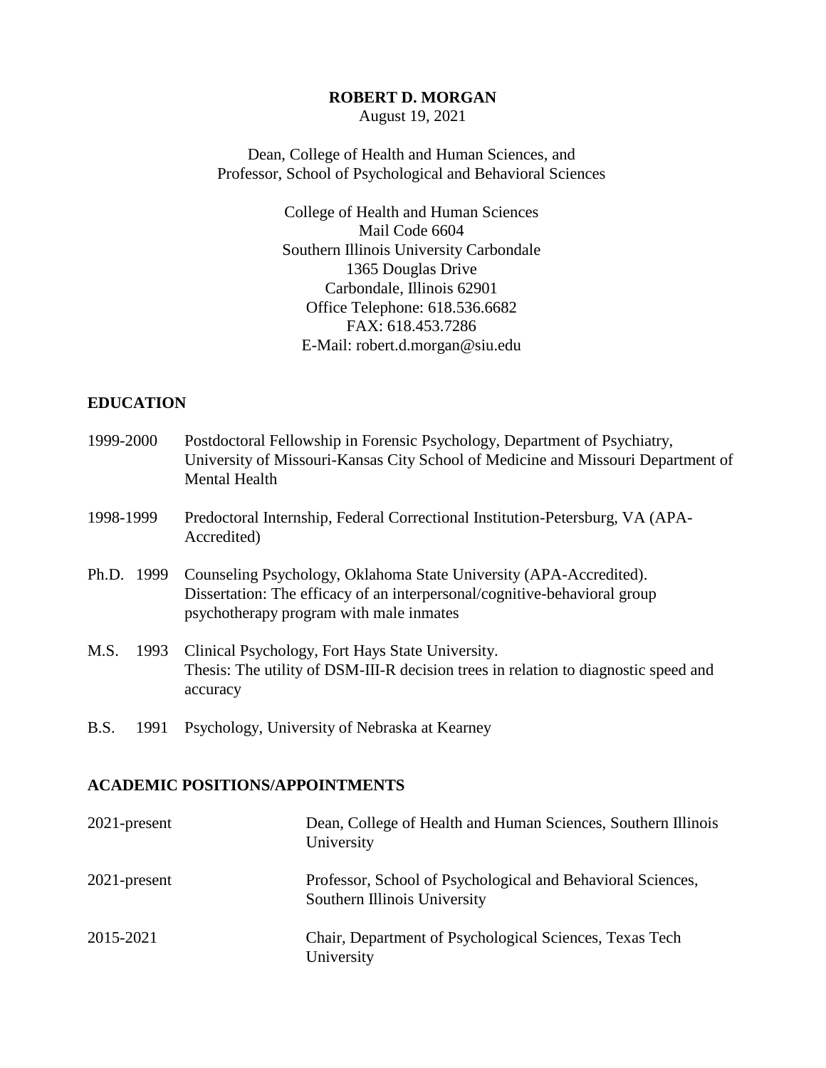**ROBERT D. MORGAN**

August 19, 2021

Dean, College of Health and Human Sciences, and
Professor, School of Psychological and Behavioral Sciences

College of Health and Human Sciences
Mail Code 6604
Southern Illinois University Carbondale
1365 Douglas Drive
Carbondale, Illinois 62901
Office Telephone: 618.536.6682
FAX: 618.453.7286
E-Mail: robert.d.morgan@siu.edu

## EDUCATION

1999-2000 Postdoctoral Fellowship in Forensic Psychology, Department of Psychiatry, University of Missouri-Kansas City School of Medicine and Missouri Department of Mental Health

1998-1999 Predoctoral Internship, Federal Correctional Institution-Petersburg, VA (APA-Accredited)

Ph.D. 1999 Counseling Psychology, Oklahoma State University (APA-Accredited). Dissertation: The efficacy of an interpersonal/cognitive-behavioral group psychotherapy program with male inmates

M.S. 1993 Clinical Psychology, Fort Hays State University. Thesis: The utility of DSM-III-R decision trees in relation to diagnostic speed and accuracy

B.S. 1991 Psychology, University of Nebraska at Kearney

## ACADEMIC POSITIONS/APPOINTMENTS

| | |
|---|---|
| 2021-present | Dean, College of Health and Human Sciences, Southern Illinois University |
| 2021-present | Professor, School of Psychological and Behavioral Sciences, Southern Illinois University |
| 2015-2021 | Chair, Department of Psychological Sciences, Texas Tech University |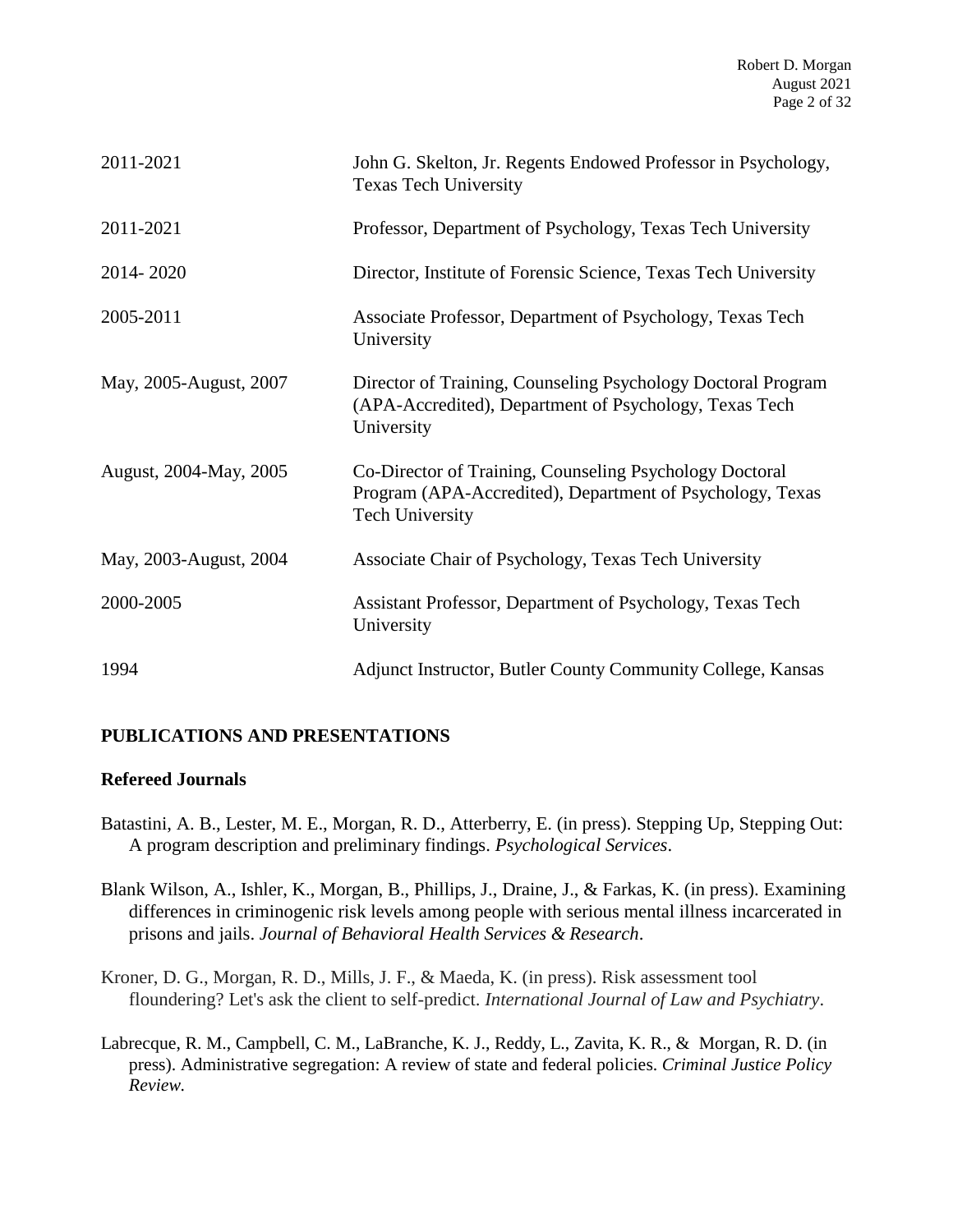| | |
|---|---|
| 2011-2021 | John G. Skelton, Jr. Regents Endowed Professor in Psychology, Texas Tech University |
| 2011-2021 | Professor, Department of Psychology, Texas Tech University |
| 2014- 2020 | Director, Institute of Forensic Science, Texas Tech University |
| 2005-2011 | Associate Professor, Department of Psychology, Texas Tech University |
| May, 2005-August, 2007 | Director of Training, Counseling Psychology Doctoral Program (APA-Accredited), Department of Psychology, Texas Tech University |
| August, 2004-May, 2005 | Co-Director of Training, Counseling Psychology Doctoral Program (APA-Accredited), Department of Psychology, Texas Tech University |
| May, 2003-August, 2004 | Associate Chair of Psychology, Texas Tech University |
| 2000-2005 | Assistant Professor, Department of Psychology, Texas Tech University |
| 1994 | Adjunct Instructor, Butler County Community College, Kansas |

## PUBLICATIONS AND PRESENTATIONS

### Refereed Journals

Batastini, A. B., Lester, M. E., Morgan, R. D., Atterberry, E. (in press). Stepping Up, Stepping Out: A program description and preliminary findings. *Psychological Services*.

Blank Wilson, A., Ishler, K., Morgan, B., Phillips, J., Draine, J., & Farkas, K. (in press). Examining differences in criminogenic risk levels among people with serious mental illness incarcerated in prisons and jails. *Journal of Behavioral Health Services & Research*.

Kroner, D. G., Morgan, R. D., Mills, J. F., & Maeda, K. (in press). Risk assessment tool floundering? Let's ask the client to self-predict. *International Journal of Law and Psychiatry*.

Labrecque, R. M., Campbell, C. M., LaBranche, K. J., Reddy, L., Zavita, K. R., & Morgan, R. D. (in press). Administrative segregation: A review of state and federal policies. *Criminal Justice Policy Review.*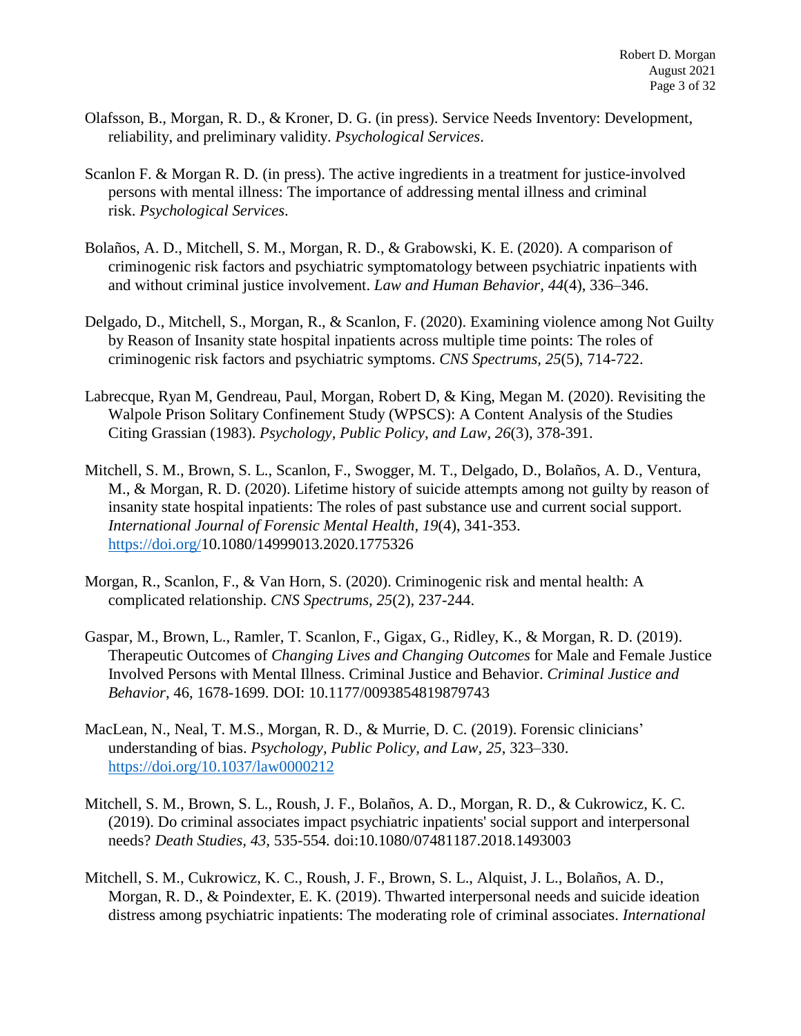Olafsson, B., Morgan, R. D., & Kroner, D. G. (in press). Service Needs Inventory: Development, reliability, and preliminary validity. *Psychological Services*.

Scanlon F. & Morgan R. D. (in press). The active ingredients in a treatment for justice-involved persons with mental illness: The importance of addressing mental illness and criminal risk. *Psychological Services*.

Bolaños, A. D., Mitchell, S. M., Morgan, R. D., & Grabowski, K. E. (2020). A comparison of criminogenic risk factors and psychiatric symptomatology between psychiatric inpatients with and without criminal justice involvement. *Law and Human Behavior, 44*(4), 336–346.

Delgado, D., Mitchell, S., Morgan, R., & Scanlon, F. (2020). Examining violence among Not Guilty by Reason of Insanity state hospital inpatients across multiple time points: The roles of criminogenic risk factors and psychiatric symptoms. *CNS Spectrums, 25*(5), 714-722.

Labrecque, Ryan M, Gendreau, Paul, Morgan, Robert D, & King, Megan M. (2020). Revisiting the Walpole Prison Solitary Confinement Study (WPSCS): A Content Analysis of the Studies Citing Grassian (1983). *Psychology, Public Policy, and Law, 26*(3), 378-391.

Mitchell, S. M., Brown, S. L., Scanlon, F., Swogger, M. T., Delgado, D., Bolaños, A. D., Ventura, M., & Morgan, R. D. (2020). Lifetime history of suicide attempts among not guilty by reason of insanity state hospital inpatients: The roles of past substance use and current social support. *International Journal of Forensic Mental Health, 19*(4), 341-353. https://doi.org/10.1080/14999013.2020.1775326

Morgan, R., Scanlon, F., & Van Horn, S. (2020). Criminogenic risk and mental health: A complicated relationship. *CNS Spectrums, 25*(2), 237-244.

Gaspar, M., Brown, L., Ramler, T. Scanlon, F., Gigax, G., Ridley, K., & Morgan, R. D. (2019). Therapeutic Outcomes of *Changing Lives and Changing Outcomes* for Male and Female Justice Involved Persons with Mental Illness. Criminal Justice and Behavior. *Criminal Justice and Behavior*, 46, 1678-1699. DOI: 10.1177/0093854819879743

MacLean, N., Neal, T. M.S., Morgan, R. D., & Murrie, D. C. (2019). Forensic clinicians' understanding of bias. *Psychology, Public Policy, and Law, 25*, 323–330. https://doi.org/10.1037/law0000212

Mitchell, S. M., Brown, S. L., Roush, J. F., Bolaños, A. D., Morgan, R. D., & Cukrowicz, K. C. (2019). Do criminal associates impact psychiatric inpatients' social support and interpersonal needs? *Death Studies, 43,* 535-554. doi:10.1080/07481187.2018.1493003

Mitchell, S. M., Cukrowicz, K. C., Roush, J. F., Brown, S. L., Alquist, J. L., Bolaños, A. D., Morgan, R. D., & Poindexter, E. K. (2019). Thwarted interpersonal needs and suicide ideation distress among psychiatric inpatients: The moderating role of criminal associates. *International*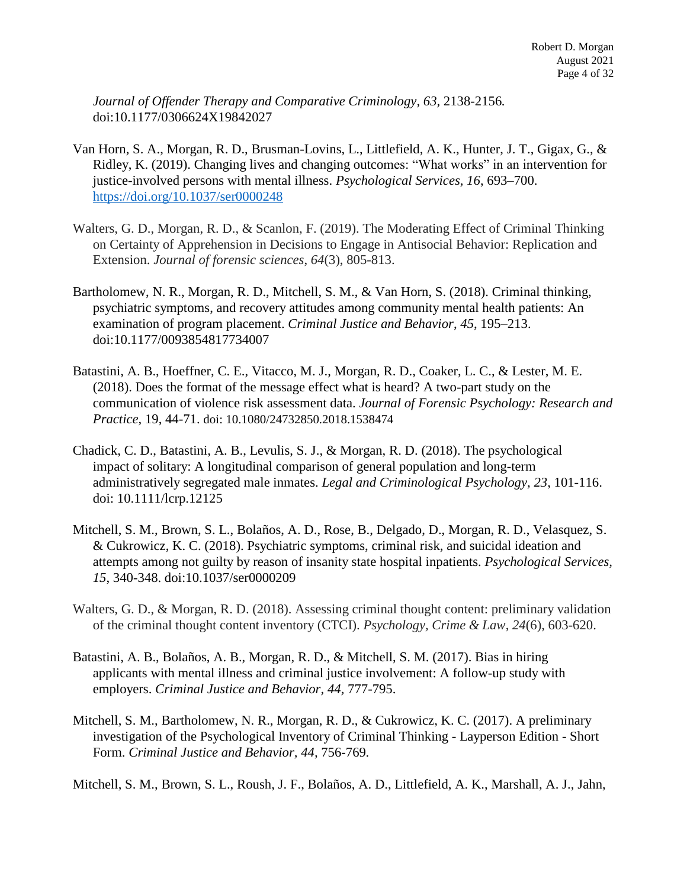*Journal of Offender Therapy and Comparative Criminology, 63*, 2138-2156. doi:10.1177/0306624X19842027

Van Horn, S. A., Morgan, R. D., Brusman-Lovins, L., Littlefield, A. K., Hunter, J. T., Gigax, G., & Ridley, K. (2019). Changing lives and changing outcomes: "What works" in an intervention for justice-involved persons with mental illness. *Psychological Services, 16*, 693–700. https://doi.org/10.1037/ser0000248

Walters, G. D., Morgan, R. D., & Scanlon, F. (2019). The Moderating Effect of Criminal Thinking on Certainty of Apprehension in Decisions to Engage in Antisocial Behavior: Replication and Extension. *Journal of forensic sciences*, *64*(3), 805-813.

Bartholomew, N. R., Morgan, R. D., Mitchell, S. M., & Van Horn, S. (2018). Criminal thinking, psychiatric symptoms, and recovery attitudes among community mental health patients: An examination of program placement. *Criminal Justice and Behavior*, *45*, 195–213. doi:10.1177/0093854817734007

Batastini, A. B., Hoeffner, C. E., Vitacco, M. J., Morgan, R. D., Coaker, L. C., & Lester, M. E. (2018). Does the format of the message effect what is heard? A two-part study on the communication of violence risk assessment data. *Journal of Forensic Psychology: Research and Practice*, 19, 44-71. doi: 10.1080/24732850.2018.1538474

Chadick, C. D., Batastini, A. B., Levulis, S. J., & Morgan, R. D. (2018). The psychological impact of solitary: A longitudinal comparison of general population and long-term administratively segregated male inmates. *Legal and Criminological Psychology, 23*, 101-116. doi: 10.1111/lcrp.12125

Mitchell, S. M., Brown, S. L., Bolaños, A. D., Rose, B., Delgado, D., Morgan, R. D., Velasquez, S. & Cukrowicz, K. C. (2018). Psychiatric symptoms, criminal risk, and suicidal ideation and attempts among not guilty by reason of insanity state hospital inpatients. *Psychological Services, 15*, 340-348. doi:10.1037/ser0000209

Walters, G. D., & Morgan, R. D. (2018). Assessing criminal thought content: preliminary validation of the criminal thought content inventory (CTCI). *Psychology, Crime & Law*, *24*(6), 603-620.

Batastini, A. B., Bolaños, A. B., Morgan, R. D., & Mitchell, S. M. (2017). Bias in hiring applicants with mental illness and criminal justice involvement: A follow-up study with employers. *Criminal Justice and Behavior, 44*, 777-795.

Mitchell, S. M., Bartholomew, N. R., Morgan, R. D., & Cukrowicz, K. C. (2017). A preliminary investigation of the Psychological Inventory of Criminal Thinking - Layperson Edition - Short Form. *Criminal Justice and Behavior, 44*, 756-769.

Mitchell, S. M., Brown, S. L., Roush, J. F., Bolaños, A. D., Littlefield, A. K., Marshall, A. J., Jahn,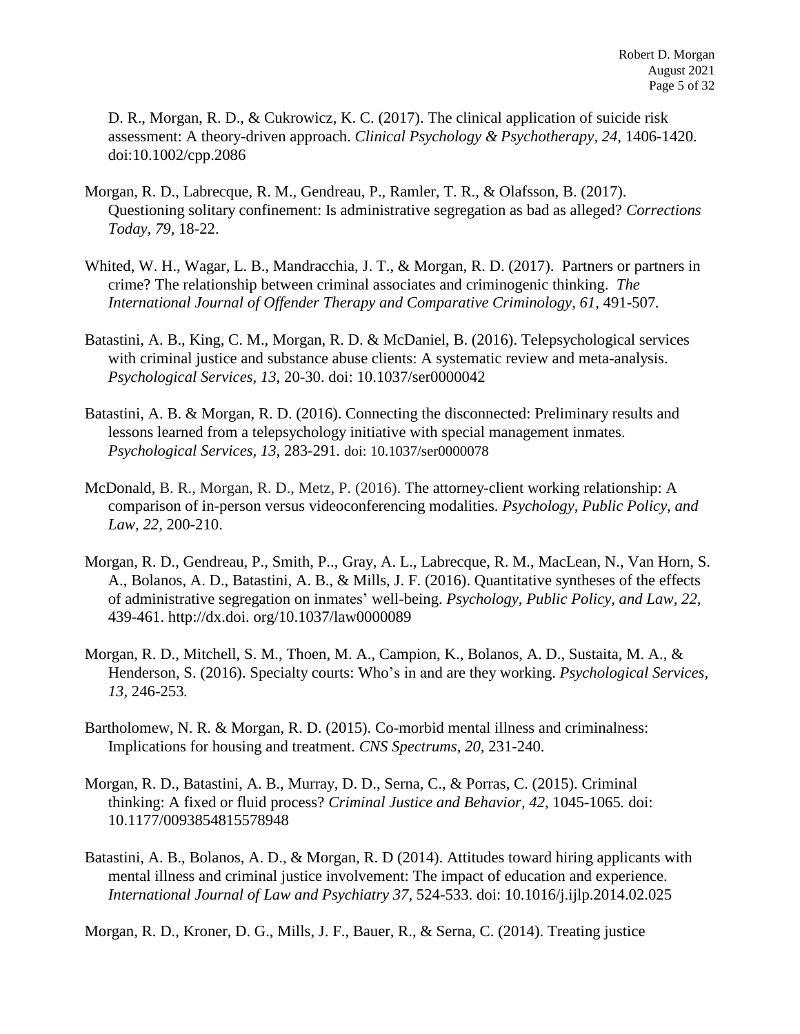D. R., Morgan, R. D., & Cukrowicz, K. C. (2017). The clinical application of suicide risk assessment: A theory-driven approach. *Clinical Psychology & Psychotherapy*, *24*, 1406-1420. doi:10.1002/cpp.2086

Morgan, R. D., Labrecque, R. M., Gendreau, P., Ramler, T. R., & Olafsson, B. (2017). Questioning solitary confinement: Is administrative segregation as bad as alleged? *Corrections Today*, *79*, 18-22.

Whited, W. H., Wagar, L. B., Mandracchia, J. T., & Morgan, R. D. (2017). Partners or partners in crime? The relationship between criminal associates and criminogenic thinking. *The International Journal of Offender Therapy and Comparative Criminology*, *61*, 491-507.

Batastini, A. B., King, C. M., Morgan, R. D. & McDaniel, B. (2016). Telepsychological services with criminal justice and substance abuse clients: A systematic review and meta-analysis. *Psychological Services*, *13*, 20-30. doi: 10.1037/ser0000042

Batastini, A. B. & Morgan, R. D. (2016). Connecting the disconnected: Preliminary results and lessons learned from a telepsychology initiative with special management inmates. *Psychological Services*, *13*, 283-291. doi: 10.1037/ser0000078

McDonald, B. R., Morgan, R. D., Metz, P. (2016). The attorney-client working relationship: A comparison of in-person versus videoconferencing modalities. *Psychology, Public Policy, and Law*, *22*, 200-210.

Morgan, R. D., Gendreau, P., Smith, P.., Gray, A. L., Labrecque, R. M., MacLean, N., Van Horn, S. A., Bolanos, A. D., Batastini, A. B., & Mills, J. F. (2016). Quantitative syntheses of the effects of administrative segregation on inmates' well-being. *Psychology, Public Policy, and Law*, *22*, 439-461. http://dx.doi. org/10.1037/law0000089

Morgan, R. D., Mitchell, S. M., Thoen, M. A., Campion, K., Bolanos, A. D., Sustaita, M. A., & Henderson, S. (2016). Specialty courts: Who's in and are they working. *Psychological Services*, *13*, 246-253.

Bartholomew, N. R. & Morgan, R. D. (2015). Co-morbid mental illness and criminalness: Implications for housing and treatment. *CNS Spectrums*, *20*, 231-240.

Morgan, R. D., Batastini, A. B., Murray, D. D., Serna, C., & Porras, C. (2015). Criminal thinking: A fixed or fluid process? *Criminal Justice and Behavior*, *42*, 1045-1065. doi: 10.1177/0093854815578948

Batastini, A. B., Bolanos, A. D., & Morgan, R. D (2014). Attitudes toward hiring applicants with mental illness and criminal justice involvement: The impact of education and experience. *International Journal of Law and Psychiatry 37*, 524-533. doi: 10.1016/j.ijlp.2014.02.025

Morgan, R. D., Kroner, D. G., Mills, J. F., Bauer, R., & Serna, C. (2014). Treating justice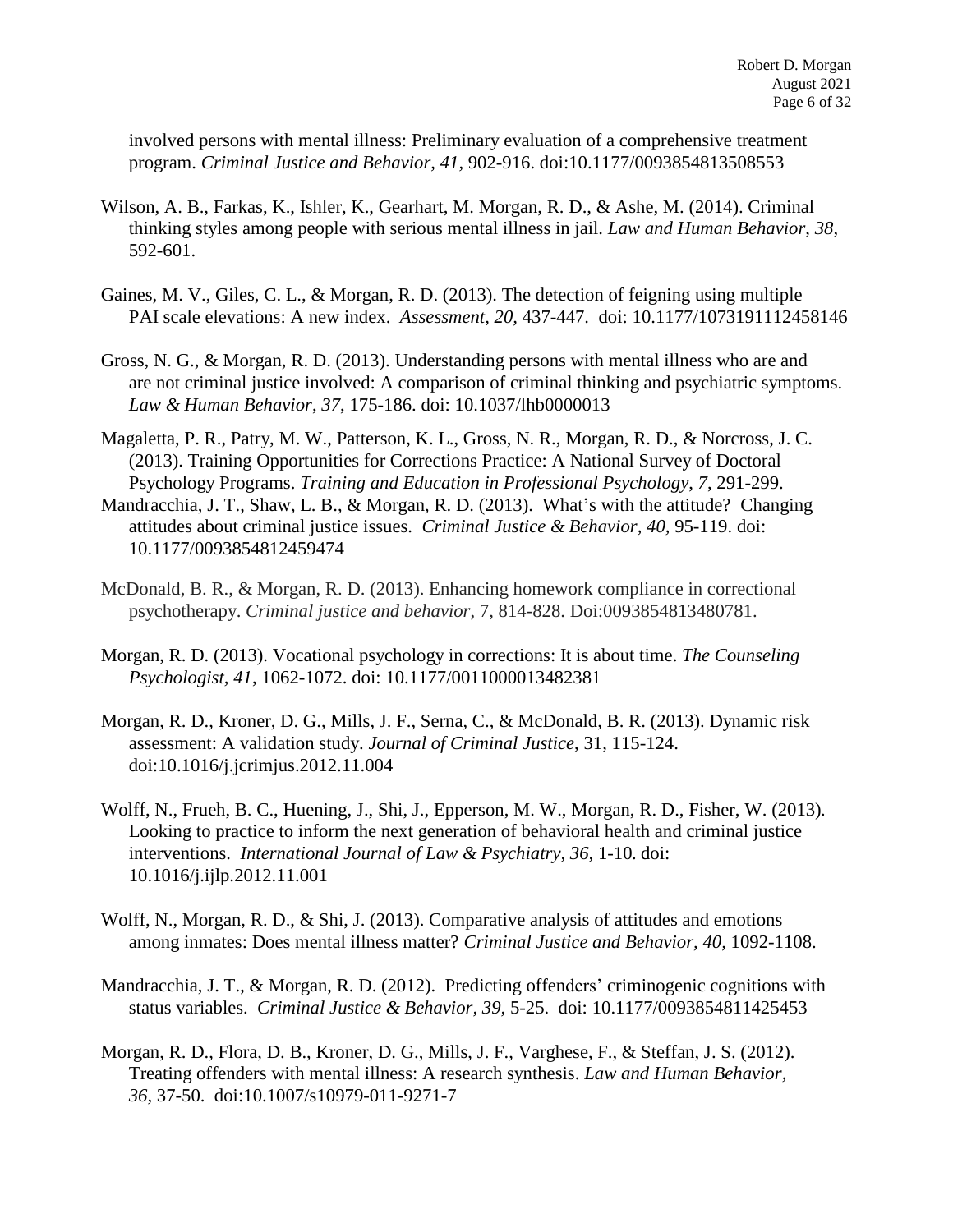involved persons with mental illness: Preliminary evaluation of a comprehensive treatment program. *Criminal Justice and Behavior*, *41*, 902-916. doi:10.1177/0093854813508553

Wilson, A. B., Farkas, K., Ishler, K., Gearhart, M. Morgan, R. D., & Ashe, M. (2014). Criminal thinking styles among people with serious mental illness in jail. *Law and Human Behavior*, *38*, 592-601.

Gaines, M. V., Giles, C. L., & Morgan, R. D. (2013). The detection of feigning using multiple PAI scale elevations: A new index. *Assessment, 20*, 437-447. doi: 10.1177/1073191112458146

Gross, N. G., & Morgan, R. D. (2013). Understanding persons with mental illness who are and are not criminal justice involved: A comparison of criminal thinking and psychiatric symptoms. *Law & Human Behavior*, *37*, 175-186. doi: 10.1037/lhb0000013

Magaletta, P. R., Patry, M. W., Patterson, K. L., Gross, N. R., Morgan, R. D., & Norcross, J. C. (2013). Training Opportunities for Corrections Practice: A National Survey of Doctoral Psychology Programs. *Training and Education in Professional Psychology, 7*, 291-299.

Mandracchia, J. T., Shaw, L. B., & Morgan, R. D. (2013). What's with the attitude? Changing attitudes about criminal justice issues. *Criminal Justice & Behavior, 40*, 95-119. doi: 10.1177/0093854812459474

McDonald, B. R., & Morgan, R. D. (2013). Enhancing homework compliance in correctional psychotherapy. *Criminal justice and behavior*, 7, 814-828. Doi:0093854813480781.

Morgan, R. D. (2013). Vocational psychology in corrections: It is about time. *The Counseling Psychologist, 41*, 1062-1072. doi: 10.1177/0011000013482381

Morgan, R. D., Kroner, D. G., Mills, J. F., Serna, C., & McDonald, B. R. (2013). Dynamic risk assessment: A validation study. *Journal of Criminal Justice*, 31, 115-124. doi:10.1016/j.jcrimjus.2012.11.004

Wolff, N., Frueh, B. C., Huening, J., Shi, J., Epperson, M. W., Morgan, R. D., Fisher, W. (2013). Looking to practice to inform the next generation of behavioral health and criminal justice interventions. *International Journal of Law & Psychiatry*, *36*, 1-10. doi: 10.1016/j.ijlp.2012.11.001

Wolff, N., Morgan, R. D., & Shi, J. (2013). Comparative analysis of attitudes and emotions among inmates: Does mental illness matter? *Criminal Justice and Behavior, 40*, 1092-1108.

Mandracchia, J. T., & Morgan, R. D. (2012). Predicting offenders' criminogenic cognitions with status variables. *Criminal Justice & Behavior, 39*, 5-25. doi: 10.1177/0093854811425453

Morgan, R. D., Flora, D. B., Kroner, D. G., Mills, J. F., Varghese, F., & Steffan, J. S. (2012). Treating offenders with mental illness: A research synthesis. *Law and Human Behavior*, *36*, 37-50. doi:10.1007/s10979-011-9271-7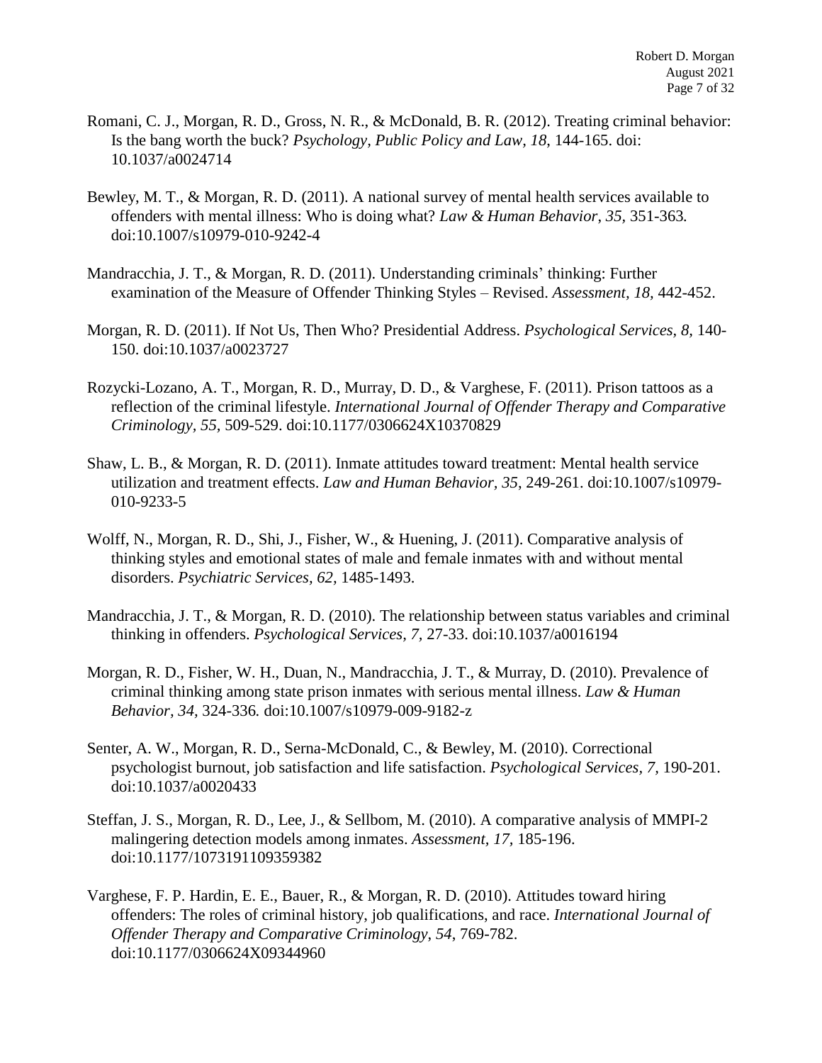Romani, C. J., Morgan, R. D., Gross, N. R., & McDonald, B. R. (2012). Treating criminal behavior: Is the bang worth the buck? *Psychology, Public Policy and Law, 18*, 144-165. doi: 10.1037/a0024714

Bewley, M. T., & Morgan, R. D. (2011). A national survey of mental health services available to offenders with mental illness: Who is doing what? *Law & Human Behavior*, *35,* 351-363*.* doi:10.1007/s10979-010-9242-4

Mandracchia, J. T., & Morgan, R. D. (2011). Understanding criminals' thinking: Further examination of the Measure of Offender Thinking Styles – Revised. *Assessment, 18,* 442-452.

Morgan, R. D. (2011). If Not Us, Then Who? Presidential Address. *Psychological Services, 8*, 140-150. doi:10.1037/a0023727

Rozycki-Lozano, A. T., Morgan, R. D., Murray, D. D., & Varghese, F. (2011). Prison tattoos as a reflection of the criminal lifestyle. *International Journal of Offender Therapy and Comparative Criminology, 55,* 509-529. doi:10.1177/0306624X10370829

Shaw, L. B., & Morgan, R. D. (2011). Inmate attitudes toward treatment: Mental health service utilization and treatment effects. *Law and Human Behavior, 35*, 249-261. doi:10.1007/s10979-010-9233-5

Wolff, N., Morgan, R. D., Shi, J., Fisher, W., & Huening, J. (2011). Comparative analysis of thinking styles and emotional states of male and female inmates with and without mental disorders. *Psychiatric Services, 62,* 1485-1493.

Mandracchia, J. T., & Morgan, R. D. (2010). The relationship between status variables and criminal thinking in offenders. *Psychological Services, 7,* 27-33. doi:10.1037/a0016194

Morgan, R. D., Fisher, W. H., Duan, N., Mandracchia, J. T., & Murray, D. (2010). Prevalence of criminal thinking among state prison inmates with serious mental illness. *Law & Human Behavior, 34,* 324-336*.* doi:10.1007/s10979-009-9182-z

Senter, A. W., Morgan, R. D., Serna-McDonald, C., & Bewley, M. (2010). Correctional psychologist burnout, job satisfaction and life satisfaction. *Psychological Services, 7,* 190-201. doi:10.1037/a0020433

Steffan, J. S., Morgan, R. D., Lee, J., & Sellbom, M. (2010). A comparative analysis of MMPI-2 malingering detection models among inmates. *Assessment, 17,* 185-196. doi:10.1177/1073191109359382

Varghese, F. P. Hardin, E. E., Bauer, R., & Morgan, R. D. (2010). Attitudes toward hiring offenders: The roles of criminal history, job qualifications, and race. *International Journal of Offender Therapy and Comparative Criminology*, *54*, 769-782. doi:10.1177/0306624X09344960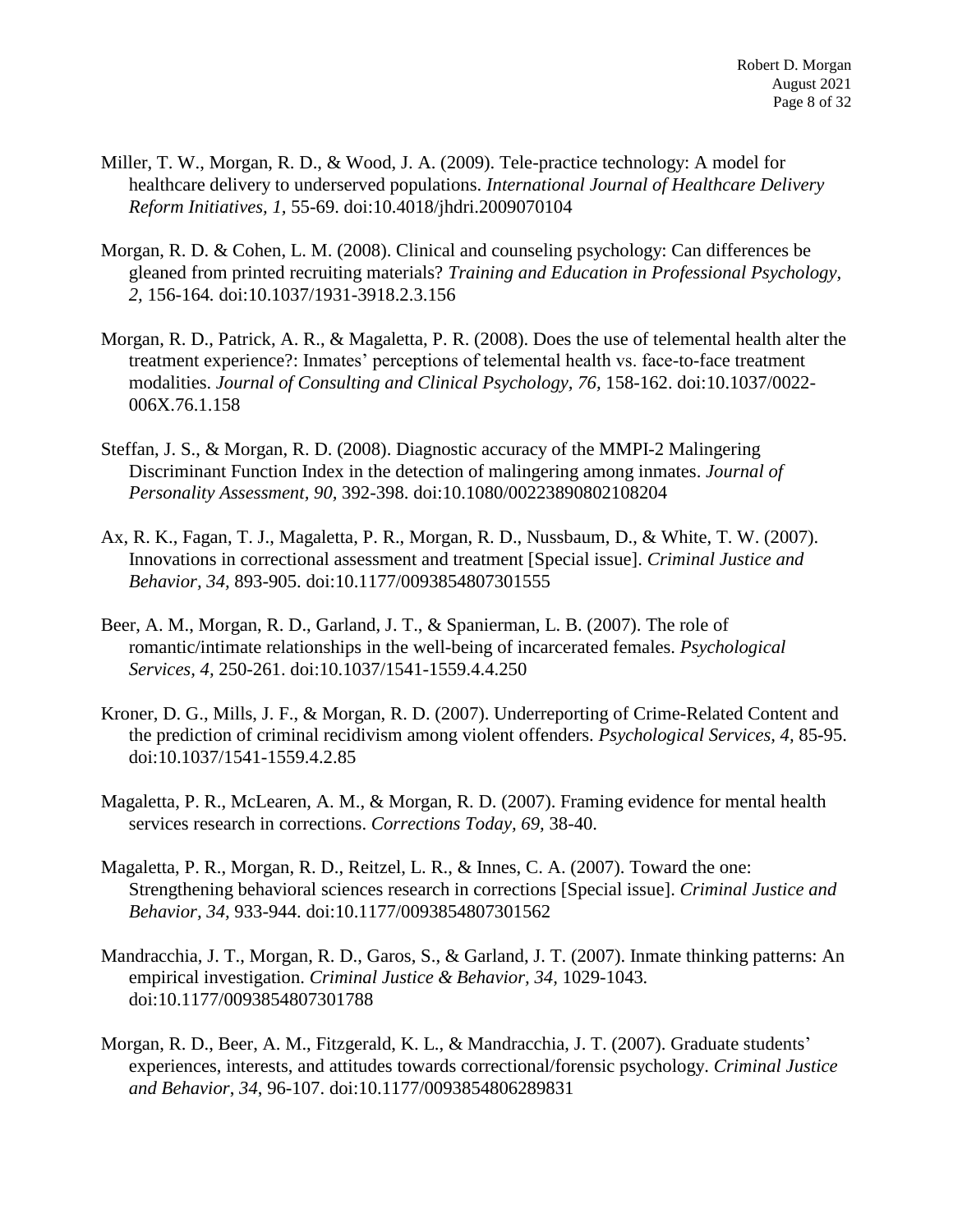Miller, T. W., Morgan, R. D., & Wood, J. A. (2009). Tele-practice technology: A model for healthcare delivery to underserved populations. *International Journal of Healthcare Delivery Reform Initiatives, 1,* 55-69. doi:10.4018/jhdri.2009070104

Morgan, R. D. & Cohen, L. M. (2008). Clinical and counseling psychology: Can differences be gleaned from printed recruiting materials? *Training and Education in Professional Psychology, 2,* 156-164. doi:10.1037/1931-3918.2.3.156

Morgan, R. D., Patrick, A. R., & Magaletta, P. R. (2008). Does the use of telemental health alter the treatment experience?: Inmates' perceptions of telemental health vs. face-to-face treatment modalities. *Journal of Consulting and Clinical Psychology, 76,* 158-162. doi:10.1037/0022-006X.76.1.158

Steffan, J. S., & Morgan, R. D. (2008). Diagnostic accuracy of the MMPI-2 Malingering Discriminant Function Index in the detection of malingering among inmates. *Journal of Personality Assessment, 90,* 392-398. doi:10.1080/00223890802108204

Ax, R. K., Fagan, T. J., Magaletta, P. R., Morgan, R. D., Nussbaum, D., & White, T. W. (2007). Innovations in correctional assessment and treatment [Special issue]. *Criminal Justice and Behavior, 34,* 893-905. doi:10.1177/0093854807301555

Beer, A. M., Morgan, R. D., Garland, J. T., & Spanierman, L. B. (2007). The role of romantic/intimate relationships in the well-being of incarcerated females. *Psychological Services, 4,* 250-261. doi:10.1037/1541-1559.4.4.250

Kroner, D. G., Mills, J. F., & Morgan, R. D. (2007). Underreporting of Crime-Related Content and the prediction of criminal recidivism among violent offenders. *Psychological Services, 4,* 85-95. doi:10.1037/1541-1559.4.2.85

Magaletta, P. R., McLearen, A. M., & Morgan, R. D. (2007). Framing evidence for mental health services research in corrections. *Corrections Today, 69,* 38-40.

Magaletta, P. R., Morgan, R. D., Reitzel, L. R., & Innes, C. A. (2007). Toward the one: Strengthening behavioral sciences research in corrections [Special issue]. *Criminal Justice and Behavior, 34,* 933-944. doi:10.1177/0093854807301562

Mandracchia, J. T., Morgan, R. D., Garos, S., & Garland, J. T. (2007). Inmate thinking patterns: An empirical investigation. *Criminal Justice & Behavior, 34,* 1029-1043. doi:10.1177/0093854807301788

Morgan, R. D., Beer, A. M., Fitzgerald, K. L., & Mandracchia, J. T. (2007). Graduate students' experiences, interests, and attitudes towards correctional/forensic psychology. *Criminal Justice and Behavior, 34,* 96-107. doi:10.1177/0093854806289831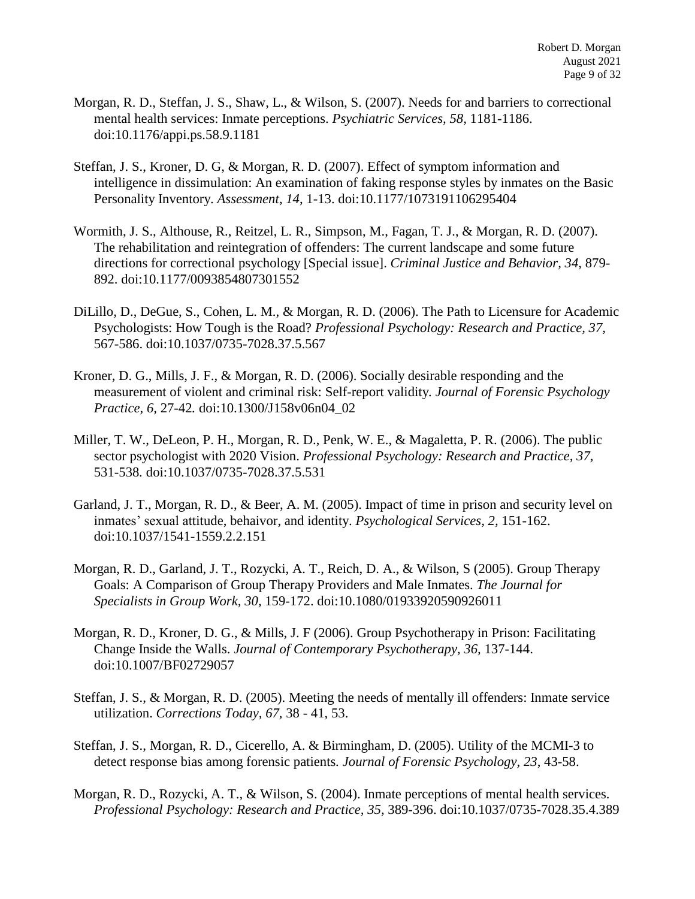Morgan, R. D., Steffan, J. S., Shaw, L., & Wilson, S. (2007). Needs for and barriers to correctional mental health services: Inmate perceptions. *Psychiatric Services, 58,* 1181-1186. doi:10.1176/appi.ps.58.9.1181

Steffan, J. S., Kroner, D. G, & Morgan, R. D. (2007). Effect of symptom information and intelligence in dissimulation: An examination of faking response styles by inmates on the Basic Personality Inventory. *Assessment*, *14*, 1-13. doi:10.1177/1073191106295404

Wormith, J. S., Althouse, R., Reitzel, L. R., Simpson, M., Fagan, T. J., & Morgan, R. D. (2007). The rehabilitation and reintegration of offenders: The current landscape and some future directions for correctional psychology [Special issue]. *Criminal Justice and Behavior, 34*, 879-892. doi:10.1177/0093854807301552

DiLillo, D., DeGue, S., Cohen, L. M., & Morgan, R. D. (2006). The Path to Licensure for Academic Psychologists: How Tough is the Road? *Professional Psychology: Research and Practice, 37,* 567-586. doi:10.1037/0735-7028.37.5.567

Kroner, D. G., Mills, J. F., & Morgan, R. D. (2006). Socially desirable responding and the measurement of violent and criminal risk: Self-report validity. *Journal of Forensic Psychology Practice, 6,* 27-42*.* doi:10.1300/J158v06n04_02

Miller, T. W., DeLeon, P. H., Morgan, R. D., Penk, W. E., & Magaletta, P. R. (2006). The public sector psychologist with 2020 Vision. *Professional Psychology: Research and Practice, 37,* 531-538*.* doi:10.1037/0735-7028.37.5.531

Garland, J. T., Morgan, R. D., & Beer, A. M. (2005). Impact of time in prison and security level on inmates' sexual attitude, behaivor, and identity. *Psychological Services, 2,* 151-162. doi:10.1037/1541-1559.2.2.151

Morgan, R. D., Garland, J. T., Rozycki, A. T., Reich, D. A., & Wilson, S (2005). Group Therapy Goals: A Comparison of Group Therapy Providers and Male Inmates. *The Journal for Specialists in Group Work, 30,* 159-172. doi:10.1080/01933920590926011

Morgan, R. D., Kroner, D. G., & Mills, J. F (2006). Group Psychotherapy in Prison: Facilitating Change Inside the Walls. *Journal of Contemporary Psychotherapy, 36,* 137-144. doi:10.1007/BF02729057

Steffan, J. S., & Morgan, R. D. (2005). Meeting the needs of mentally ill offenders: Inmate service utilization. *Corrections Today, 67,* 38 - 41, 53.

Steffan, J. S., Morgan, R. D., Cicerello, A. & Birmingham, D. (2005). Utility of the MCMI-3 to detect response bias among forensic patients*. Journal of Forensic Psychology, 23*, 43-58.

Morgan, R. D., Rozycki, A. T., & Wilson, S. (2004). Inmate perceptions of mental health services. *Professional Psychology: Research and Practice, 35,* 389-396. doi:10.1037/0735-7028.35.4.389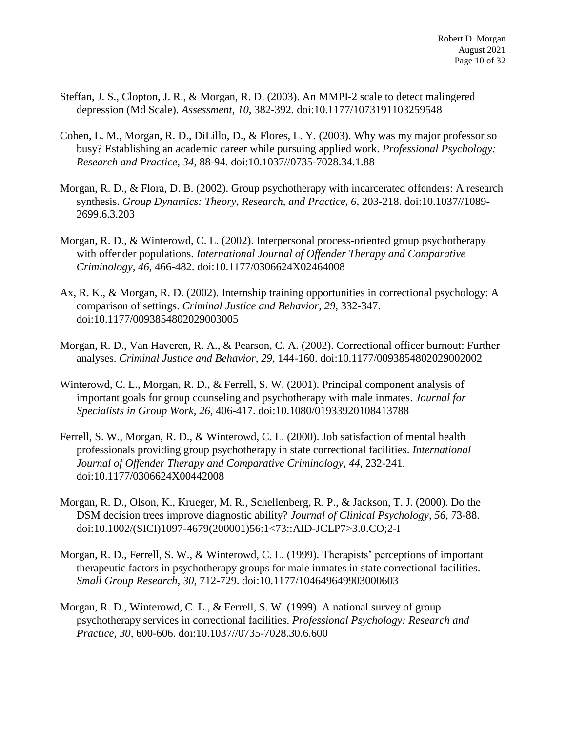Steffan, J. S., Clopton, J. R., & Morgan, R. D. (2003). An MMPI-2 scale to detect malingered depression (Md Scale). *Assessment*, *10,* 382-392. doi:10.1177/1073191103259548

Cohen, L. M., Morgan, R. D., DiLillo, D., & Flores, L. Y. (2003). Why was my major professor so busy? Establishing an academic career while pursuing applied work. *Professional Psychology: Research and Practice, 34,* 88-94. doi:10.1037//0735-7028.34.1.88

Morgan, R. D., & Flora, D. B. (2002). Group psychotherapy with incarcerated offenders: A research synthesis. *Group Dynamics: Theory, Research, and Practice, 6,* 203-218. doi:10.1037//1089-2699.6.3.203

Morgan, R. D., & Winterowd, C. L. (2002). Interpersonal process-oriented group psychotherapy with offender populations. *International Journal of Offender Therapy and Comparative Criminology*, *46,* 466-482. doi:10.1177/0306624X02464008

Ax, R. K., & Morgan, R. D. (2002). Internship training opportunities in correctional psychology: A comparison of settings. *Criminal Justice and Behavior, 29,* 332-347. doi:10.1177/0093854802029003005

Morgan, R. D., Van Haveren, R. A., & Pearson, C. A. (2002). Correctional officer burnout: Further analyses. *Criminal Justice and Behavior, 29,* 144-160. doi:10.1177/0093854802029002002

Winterowd, C. L., Morgan, R. D., & Ferrell, S. W. (2001). Principal component analysis of important goals for group counseling and psychotherapy with male inmates. *Journal for Specialists in Group Work, 26,* 406-417. doi:10.1080/01933920108413788

Ferrell, S. W., Morgan, R. D., & Winterowd, C. L. (2000). Job satisfaction of mental health professionals providing group psychotherapy in state correctional facilities. *International Journal of Offender Therapy and Comparative Criminology*, *44,* 232-241. doi:10.1177/0306624X00442008

Morgan, R. D., Olson, K., Krueger, M. R., Schellenberg, R. P., & Jackson, T. J. (2000). Do the DSM decision trees improve diagnostic ability? *Journal of Clinical Psychology, 56,* 73-88. doi:10.1002/(SICI)1097-4679(200001)56:1<73::AID-JCLP7>3.0.CO;2-I

Morgan, R. D., Ferrell, S. W., & Winterowd, C. L. (1999). Therapists' perceptions of important therapeutic factors in psychotherapy groups for male inmates in state correctional facilities. *Small Group Research, 30,* 712-729. doi:10.1177/104649649903000603

Morgan, R. D., Winterowd, C. L., & Ferrell, S. W. (1999). A national survey of group psychotherapy services in correctional facilities. *Professional Psychology: Research and Practice, 30,* 600-606. doi:10.1037//0735-7028.30.6.600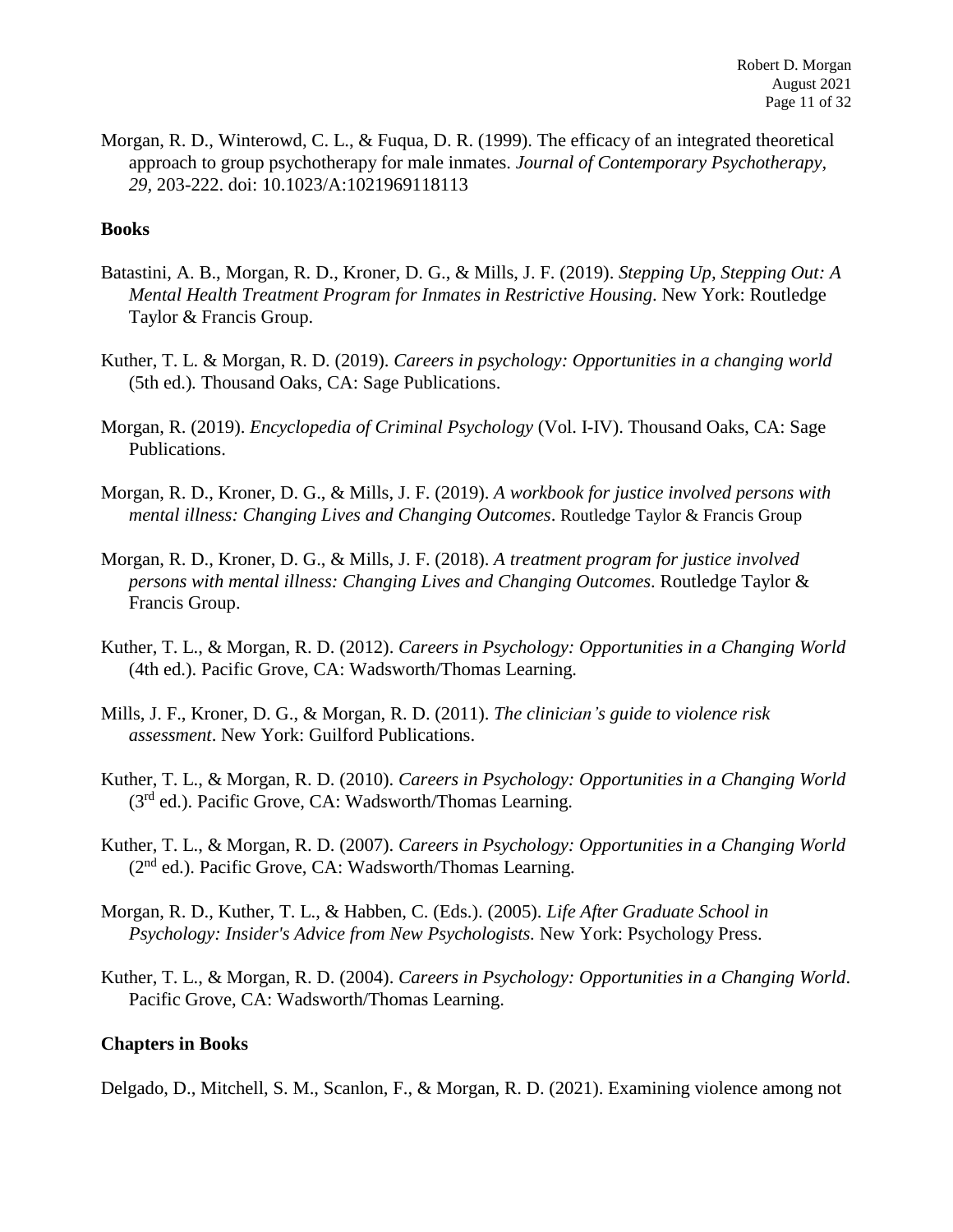Morgan, R. D., Winterowd, C. L., & Fuqua, D. R. (1999). The efficacy of an integrated theoretical approach to group psychotherapy for male inmates. *Journal of Contemporary Psychotherapy, 29,* 203-222. doi: 10.1023/A:1021969118113

**Books**

Batastini, A. B., Morgan, R. D., Kroner, D. G., & Mills, J. F. (2019). *Stepping Up, Stepping Out: A Mental Health Treatment Program for Inmates in Restrictive Housing*. New York: Routledge Taylor & Francis Group.

Kuther, T. L. & Morgan, R. D. (2019). *Careers in psychology: Opportunities in a changing world* (5th ed.). Thousand Oaks, CA: Sage Publications.

Morgan, R. (2019). *Encyclopedia of Criminal Psychology* (Vol. I-IV). Thousand Oaks, CA: Sage Publications.

Morgan, R. D., Kroner, D. G., & Mills, J. F. (2019). *A workbook for justice involved persons with mental illness: Changing Lives and Changing Outcomes*. Routledge Taylor & Francis Group

Morgan, R. D., Kroner, D. G., & Mills, J. F. (2018). *A treatment program for justice involved persons with mental illness: Changing Lives and Changing Outcomes*. Routledge Taylor & Francis Group.

Kuther, T. L., & Morgan, R. D. (2012). *Careers in Psychology: Opportunities in a Changing World* (4th ed.). Pacific Grove, CA: Wadsworth/Thomas Learning.

Mills, J. F., Kroner, D. G., & Morgan, R. D. (2011). *The clinician's guide to violence risk assessment*. New York: Guilford Publications.

Kuther, T. L., & Morgan, R. D. (2010). *Careers in Psychology: Opportunities in a Changing World* (3rd ed.). Pacific Grove, CA: Wadsworth/Thomas Learning.

Kuther, T. L., & Morgan, R. D. (2007). *Careers in Psychology: Opportunities in a Changing World* (2nd ed.). Pacific Grove, CA: Wadsworth/Thomas Learning.

Morgan, R. D., Kuther, T. L., & Habben, C. (Eds.). (2005). *Life After Graduate School in Psychology: Insider's Advice from New Psychologists.* New York: Psychology Press.

Kuther, T. L., & Morgan, R. D. (2004). *Careers in Psychology: Opportunities in a Changing World*. Pacific Grove, CA: Wadsworth/Thomas Learning.

**Chapters in Books**

Delgado, D., Mitchell, S. M., Scanlon, F., & Morgan, R. D. (2021). Examining violence among not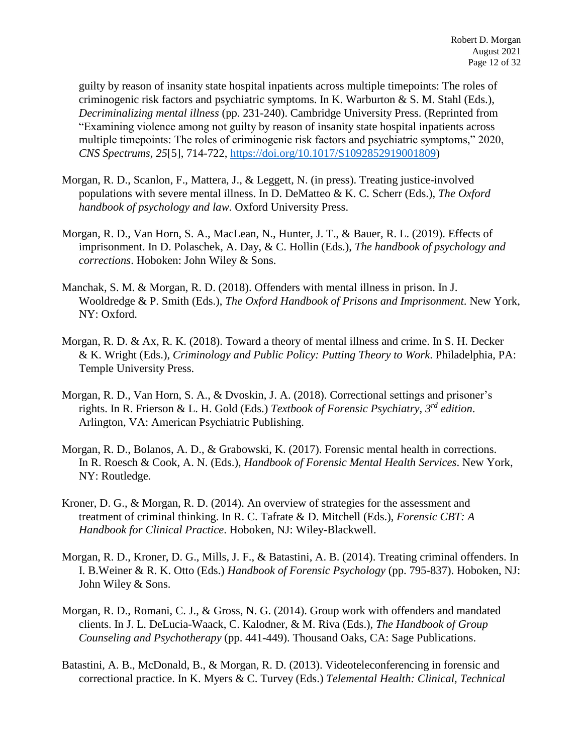guilty by reason of insanity state hospital inpatients across multiple timepoints: The roles of criminogenic risk factors and psychiatric symptoms. In K. Warburton & S. M. Stahl (Eds.), *Decriminalizing mental illness* (pp. 231-240). Cambridge University Press. (Reprinted from "Examining violence among not guilty by reason of insanity state hospital inpatients across multiple timepoints: The roles of criminogenic risk factors and psychiatric symptoms," 2020, *CNS Spectrums, 25*[5], 714-722, https://doi.org/10.1017/S1092852919001809)

Morgan, R. D., Scanlon, F., Mattera, J., & Leggett, N. (in press). Treating justice-involved populations with severe mental illness. In D. DeMatteo & K. C. Scherr (Eds.), *The Oxford handbook of psychology and law.* Oxford University Press.

Morgan, R. D., Van Horn, S. A., MacLean, N., Hunter, J. T., & Bauer, R. L. (2019). Effects of imprisonment. In D. Polaschek, A. Day, & C. Hollin (Eds.), *The handbook of psychology and corrections*. Hoboken: John Wiley & Sons.

Manchak, S. M. & Morgan, R. D. (2018). Offenders with mental illness in prison. In J. Wooldredge & P. Smith (Eds.), *The Oxford Handbook of Prisons and Imprisonment*. New York, NY: Oxford.

Morgan, R. D. & Ax, R. K. (2018). Toward a theory of mental illness and crime. In S. H. Decker & K. Wright (Eds.), *Criminology and Public Policy: Putting Theory to Work*. Philadelphia, PA: Temple University Press.

Morgan, R. D., Van Horn, S. A., & Dvoskin, J. A. (2018). Correctional settings and prisoner's rights. In R. Frierson & L. H. Gold (Eds.) *Textbook of Forensic Psychiatry, 3rd edition*. Arlington, VA: American Psychiatric Publishing.

Morgan, R. D., Bolanos, A. D., & Grabowski, K. (2017). Forensic mental health in corrections. In R. Roesch & Cook, A. N. (Eds.), *Handbook of Forensic Mental Health Services*. New York, NY: Routledge.

Kroner, D. G., & Morgan, R. D. (2014). An overview of strategies for the assessment and treatment of criminal thinking. In R. C. Tafrate & D. Mitchell (Eds.), *Forensic CBT: A Handbook for Clinical Practice*. Hoboken, NJ: Wiley-Blackwell.

Morgan, R. D., Kroner, D. G., Mills, J. F., & Batastini, A. B. (2014). Treating criminal offenders. In I. B.Weiner & R. K. Otto (Eds.) *Handbook of Forensic Psychology* (pp. 795-837). Hoboken, NJ: John Wiley & Sons.

Morgan, R. D., Romani, C. J., & Gross, N. G. (2014). Group work with offenders and mandated clients. In J. L. DeLucia-Waack, C. Kalodner, & M. Riva (Eds.), *The Handbook of Group Counseling and Psychotherapy* (pp. 441-449). Thousand Oaks, CA: Sage Publications.

Batastini, A. B., McDonald, B., & Morgan, R. D. (2013). Videoteleconferencing in forensic and correctional practice. In K. Myers & C. Turvey (Eds.) *Telemental Health: Clinical, Technical*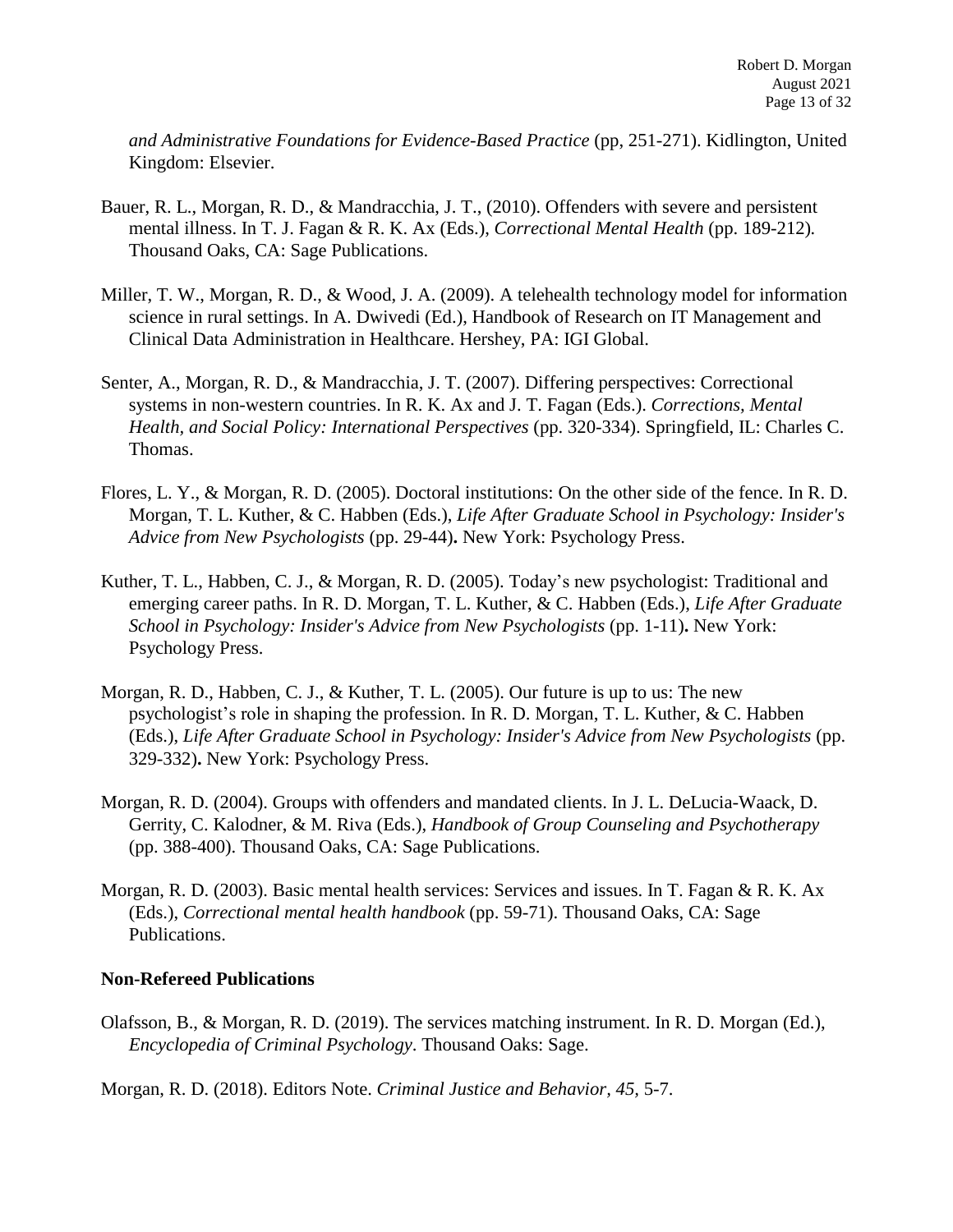*and Administrative Foundations for Evidence-Based Practice* (pp, 251-271). Kidlington, United Kingdom: Elsevier.

Bauer, R. L., Morgan, R. D., & Mandracchia, J. T., (2010). Offenders with severe and persistent mental illness. In T. J. Fagan & R. K. Ax (Eds.), *Correctional Mental Health* (pp. 189-212). Thousand Oaks, CA: Sage Publications.

Miller, T. W., Morgan, R. D., & Wood, J. A. (2009). A telehealth technology model for information science in rural settings. In A. Dwivedi (Ed.), Handbook of Research on IT Management and Clinical Data Administration in Healthcare. Hershey, PA: IGI Global.

Senter, A., Morgan, R. D., & Mandracchia, J. T. (2007). Differing perspectives: Correctional systems in non-western countries. In R. K. Ax and J. T. Fagan (Eds.). *Corrections, Mental Health, and Social Policy: International Perspectives* (pp. 320-334). Springfield, IL: Charles C. Thomas.

Flores, L. Y., & Morgan, R. D. (2005). Doctoral institutions: On the other side of the fence. In R. D. Morgan, T. L. Kuther, & C. Habben (Eds.), *Life After Graduate School in Psychology: Insider's Advice from New Psychologists* (pp. 29-44)**.** New York: Psychology Press.

Kuther, T. L., Habben, C. J., & Morgan, R. D. (2005). Today's new psychologist: Traditional and emerging career paths. In R. D. Morgan, T. L. Kuther, & C. Habben (Eds.), *Life After Graduate School in Psychology: Insider's Advice from New Psychologists* (pp. 1-11)**.** New York: Psychology Press.

Morgan, R. D., Habben, C. J., & Kuther, T. L. (2005). Our future is up to us: The new psychologist's role in shaping the profession. In R. D. Morgan, T. L. Kuther, & C. Habben (Eds.), *Life After Graduate School in Psychology: Insider's Advice from New Psychologists* (pp. 329-332)**.** New York: Psychology Press.

Morgan, R. D. (2004). Groups with offenders and mandated clients. In J. L. DeLucia-Waack, D. Gerrity, C. Kalodner, & M. Riva (Eds.), *Handbook of Group Counseling and Psychotherapy* (pp. 388-400). Thousand Oaks, CA: Sage Publications.

Morgan, R. D. (2003). Basic mental health services: Services and issues. In T. Fagan & R. K. Ax (Eds.), *Correctional mental health handbook* (pp. 59-71). Thousand Oaks, CA: Sage Publications.

**Non-Refereed Publications**

Olafsson, B., & Morgan, R. D. (2019). The services matching instrument. In R. D. Morgan (Ed.), *Encyclopedia of Criminal Psychology*. Thousand Oaks: Sage.

Morgan, R. D. (2018). Editors Note. *Criminal Justice and Behavior, 45,* 5-7.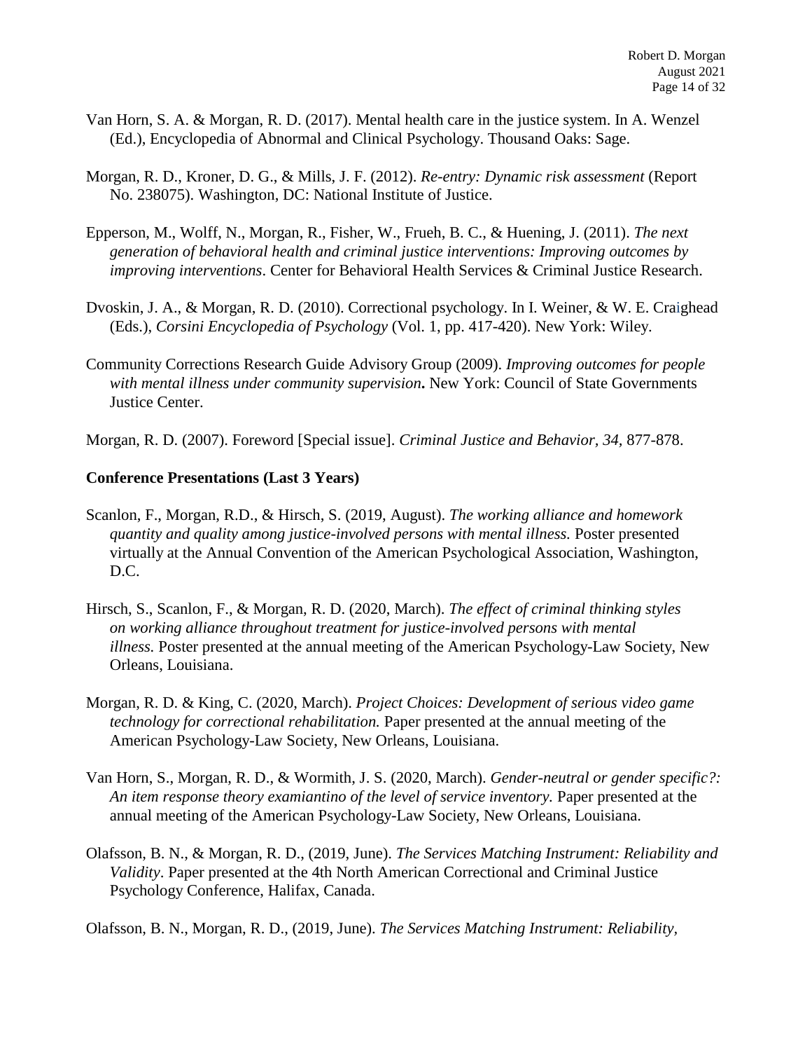Van Horn, S. A. & Morgan, R. D. (2017). Mental health care in the justice system. In A. Wenzel (Ed.), Encyclopedia of Abnormal and Clinical Psychology. Thousand Oaks: Sage.

Morgan, R. D., Kroner, D. G., & Mills, J. F. (2012). *Re-entry: Dynamic risk assessment* (Report No. 238075). Washington, DC: National Institute of Justice.

Epperson, M., Wolff, N., Morgan, R., Fisher, W., Frueh, B. C., & Huening, J. (2011). *The next generation of behavioral health and criminal justice interventions: Improving outcomes by improving interventions*. Center for Behavioral Health Services & Criminal Justice Research.

Dvoskin, J. A., & Morgan, R. D. (2010). Correctional psychology. In I. Weiner, & W. E. Craighead (Eds.), *Corsini Encyclopedia of Psychology* (Vol. 1, pp. 417-420). New York: Wiley.

Community Corrections Research Guide Advisory Group (2009). *Improving outcomes for people with mental illness under community supervision***.** New York: Council of State Governments Justice Center.

Morgan, R. D. (2007). Foreword [Special issue]. *Criminal Justice and Behavior, 34,* 877-878.

**Conference Presentations (Last 3 Years)**

Scanlon, F., Morgan, R.D., & Hirsch, S. (2019, August). *The working alliance and homework quantity and quality among justice-involved persons with mental illness.* Poster presented virtually at the Annual Convention of the American Psychological Association, Washington, D.C.

Hirsch, S., Scanlon, F., & Morgan, R. D. (2020, March). *The effect of criminal thinking styles on working alliance throughout treatment for justice-involved persons with mental illness.* Poster presented at the annual meeting of the American Psychology-Law Society, New Orleans, Louisiana.

Morgan, R. D. & King, C. (2020, March). *Project Choices: Development of serious video game technology for correctional rehabilitation.* Paper presented at the annual meeting of the American Psychology-Law Society, New Orleans, Louisiana.

Van Horn, S., Morgan, R. D., & Wormith, J. S. (2020, March). *Gender-neutral or gender specific?: An item response theory examiantino of the level of service inventory.* Paper presented at the annual meeting of the American Psychology-Law Society, New Orleans, Louisiana.

Olafsson, B. N., & Morgan, R. D., (2019, June). *The Services Matching Instrument: Reliability and Validity*. Paper presented at the 4th North American Correctional and Criminal Justice Psychology Conference, Halifax, Canada.

Olafsson, B. N., Morgan, R. D., (2019, June). *The Services Matching Instrument: Reliability,*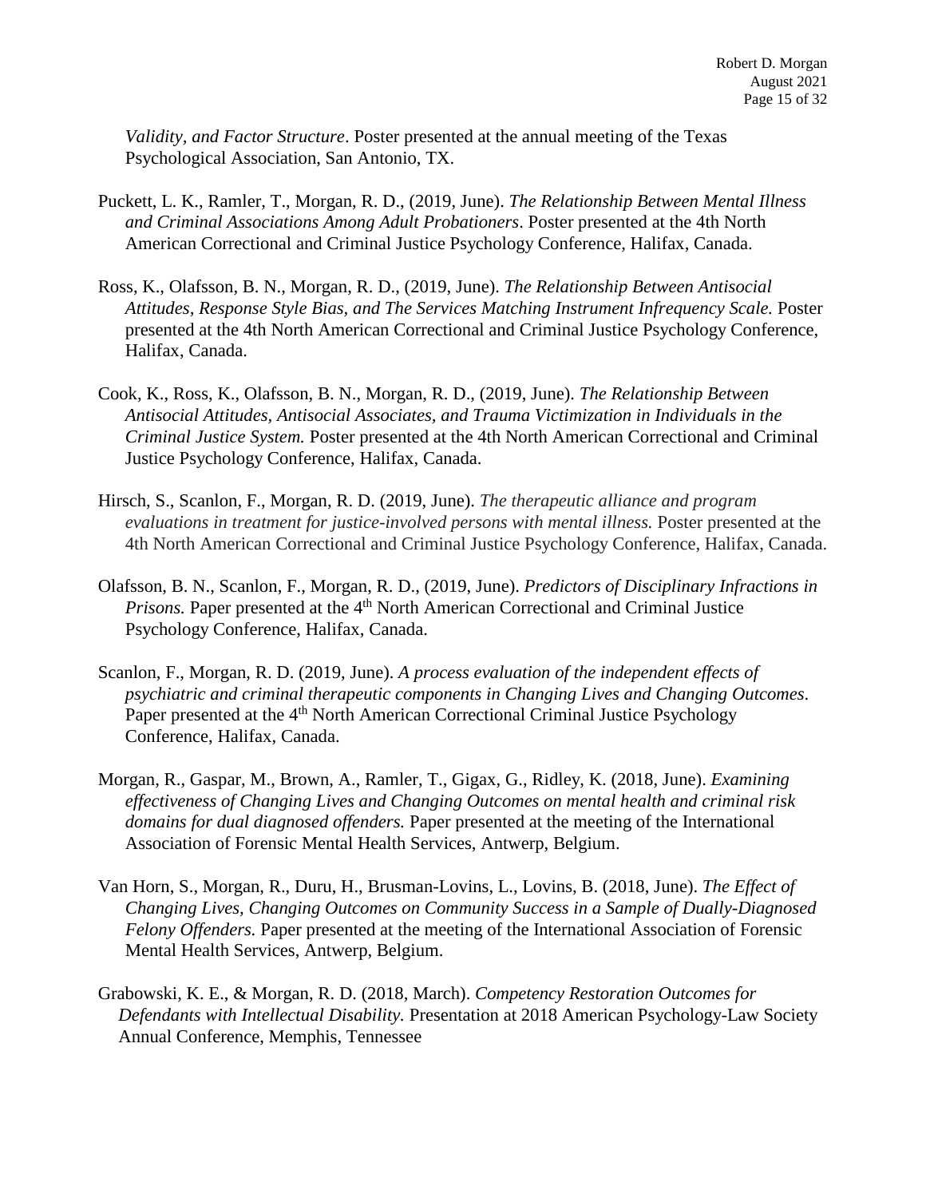*Validity, and Factor Structure*. Poster presented at the annual meeting of the Texas Psychological Association, San Antonio, TX.

Puckett, L. K., Ramler, T., Morgan, R. D., (2019, June). *The Relationship Between Mental Illness and Criminal Associations Among Adult Probationers*. Poster presented at the 4th North American Correctional and Criminal Justice Psychology Conference, Halifax, Canada.

Ross, K., Olafsson, B. N., Morgan, R. D., (2019, June). *The Relationship Between Antisocial Attitudes, Response Style Bias, and The Services Matching Instrument Infrequency Scale.* Poster presented at the 4th North American Correctional and Criminal Justice Psychology Conference, Halifax, Canada.

Cook, K., Ross, K., Olafsson, B. N., Morgan, R. D., (2019, June). *The Relationship Between Antisocial Attitudes, Antisocial Associates, and Trauma Victimization in Individuals in the Criminal Justice System.* Poster presented at the 4th North American Correctional and Criminal Justice Psychology Conference, Halifax, Canada.

Hirsch, S., Scanlon, F., Morgan, R. D. (2019, June). *The therapeutic alliance and program evaluations in treatment for justice-involved persons with mental illness.* Poster presented at the 4th North American Correctional and Criminal Justice Psychology Conference, Halifax, Canada.

Olafsson, B. N., Scanlon, F., Morgan, R. D., (2019, June). *Predictors of Disciplinary Infractions in Prisons.* Paper presented at the 4th North American Correctional and Criminal Justice Psychology Conference, Halifax, Canada.

Scanlon, F., Morgan, R. D. (2019, June). *A process evaluation of the independent effects of psychiatric and criminal therapeutic components in Changing Lives and Changing Outcomes*. Paper presented at the 4th North American Correctional Criminal Justice Psychology Conference, Halifax, Canada.

Morgan, R., Gaspar, M., Brown, A., Ramler, T., Gigax, G., Ridley, K. (2018, June). *Examining effectiveness of Changing Lives and Changing Outcomes on mental health and criminal risk domains for dual diagnosed offenders.* Paper presented at the meeting of the International Association of Forensic Mental Health Services, Antwerp, Belgium.

Van Horn, S., Morgan, R., Duru, H., Brusman-Lovins, L., Lovins, B. (2018, June). *The Effect of Changing Lives, Changing Outcomes on Community Success in a Sample of Dually-Diagnosed Felony Offenders.* Paper presented at the meeting of the International Association of Forensic Mental Health Services, Antwerp, Belgium.

Grabowski, K. E., & Morgan, R. D. (2018, March). *Competency Restoration Outcomes for Defendants with Intellectual Disability.* Presentation at 2018 American Psychology-Law Society Annual Conference, Memphis, Tennessee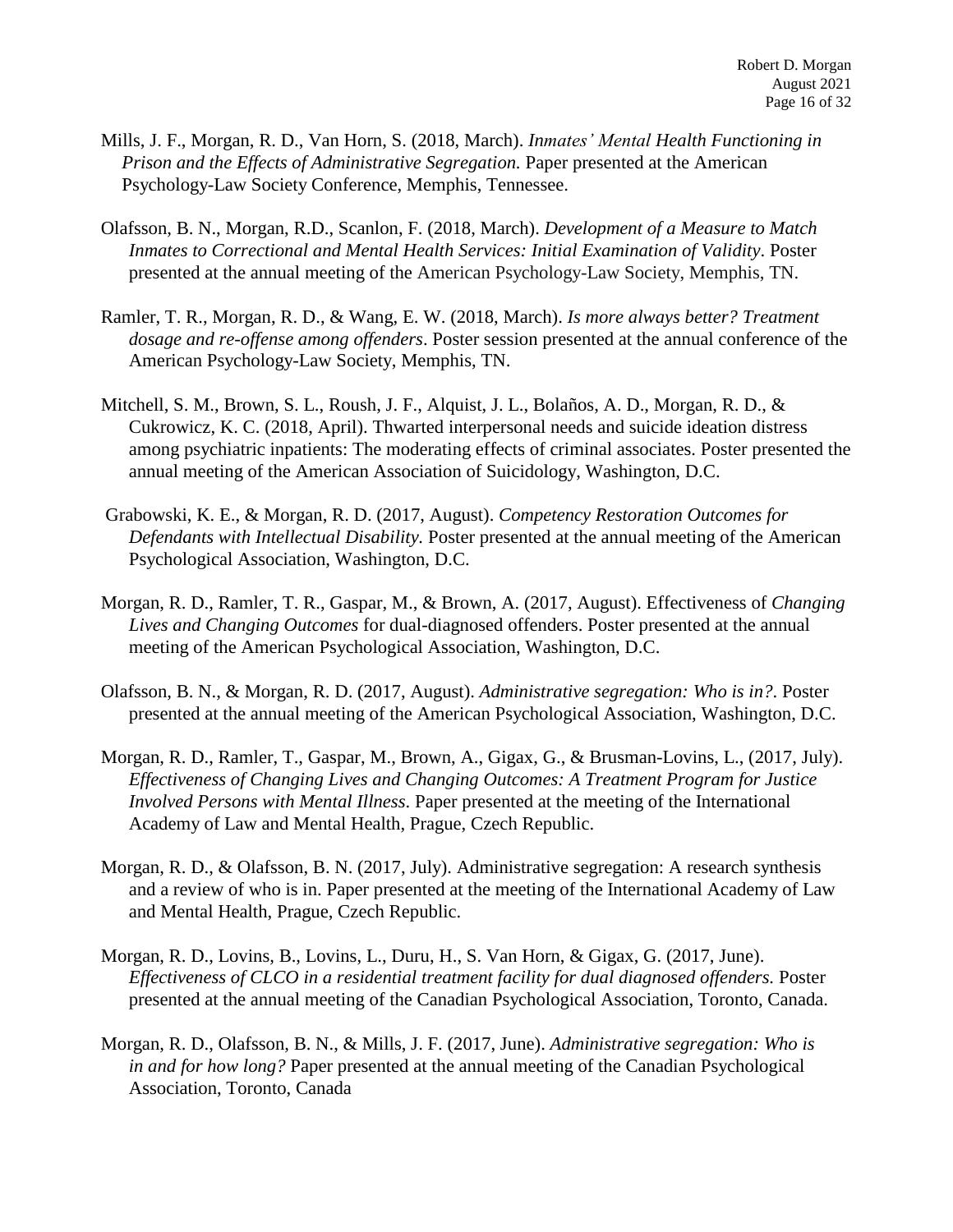Mills, J. F., Morgan, R. D., Van Horn, S. (2018, March). *Inmates' Mental Health Functioning in Prison and the Effects of Administrative Segregation.* Paper presented at the American Psychology-Law Society Conference, Memphis, Tennessee.

Olafsson, B. N., Morgan, R.D., Scanlon, F. (2018, March). *Development of a Measure to Match Inmates to Correctional and Mental Health Services: Initial Examination of Validity*. Poster presented at the annual meeting of the American Psychology-Law Society, Memphis, TN.

Ramler, T. R., Morgan, R. D., & Wang, E. W. (2018, March). *Is more always better? Treatment dosage and re-offense among offenders*. Poster session presented at the annual conference of the American Psychology-Law Society, Memphis, TN.

Mitchell, S. M., Brown, S. L., Roush, J. F., Alquist, J. L., Bolaños, A. D., Morgan, R. D., & Cukrowicz, K. C. (2018, April). Thwarted interpersonal needs and suicide ideation distress among psychiatric inpatients: The moderating effects of criminal associates. Poster presented the annual meeting of the American Association of Suicidology, Washington, D.C.

Grabowski, K. E., & Morgan, R. D. (2017, August). *Competency Restoration Outcomes for Defendants with Intellectual Disability.* Poster presented at the annual meeting of the American Psychological Association, Washington, D.C.

Morgan, R. D., Ramler, T. R., Gaspar, M., & Brown, A. (2017, August). Effectiveness of *Changing Lives and Changing Outcomes* for dual-diagnosed offenders. Poster presented at the annual meeting of the American Psychological Association, Washington, D.C.

Olafsson, B. N., & Morgan, R. D. (2017, August). *Administrative segregation: Who is in?.* Poster presented at the annual meeting of the American Psychological Association, Washington, D.C.

Morgan, R. D., Ramler, T., Gaspar, M., Brown, A., Gigax, G., & Brusman-Lovins, L., (2017, July). *Effectiveness of Changing Lives and Changing Outcomes: A Treatment Program for Justice Involved Persons with Mental Illness*. Paper presented at the meeting of the International Academy of Law and Mental Health, Prague, Czech Republic.

Morgan, R. D., & Olafsson, B. N. (2017, July). Administrative segregation: A research synthesis and a review of who is in. Paper presented at the meeting of the International Academy of Law and Mental Health, Prague, Czech Republic.

Morgan, R. D., Lovins, B., Lovins, L., Duru, H., S. Van Horn, & Gigax, G. (2017, June). *Effectiveness of CLCO in a residential treatment facility for dual diagnosed offenders.* Poster presented at the annual meeting of the Canadian Psychological Association, Toronto, Canada.

Morgan, R. D., Olafsson, B. N., & Mills, J. F. (2017, June). *Administrative segregation: Who is in and for how long?* Paper presented at the annual meeting of the Canadian Psychological Association, Toronto, Canada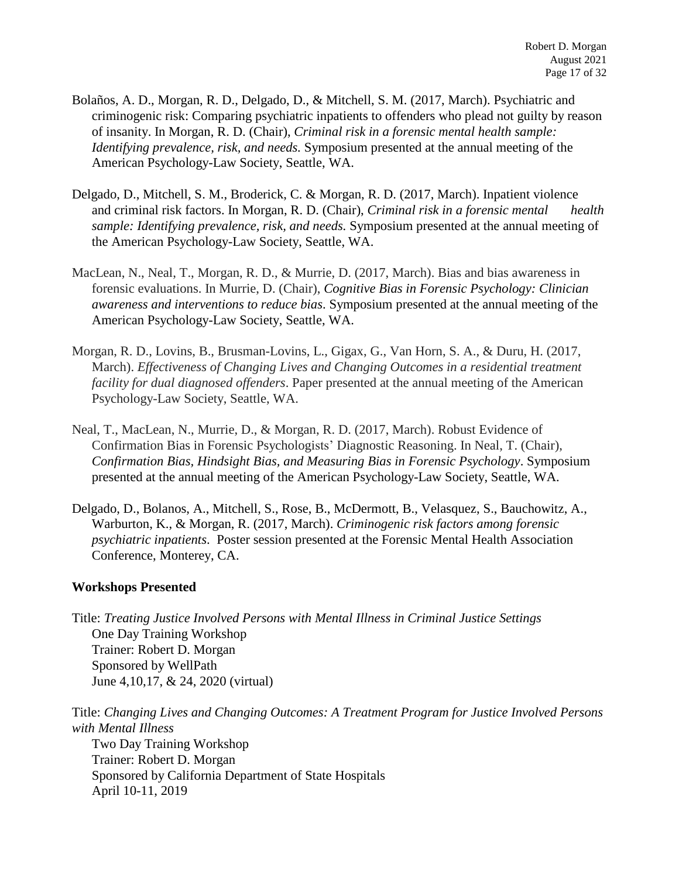Bolaños, A. D., Morgan, R. D., Delgado, D., & Mitchell, S. M. (2017, March). Psychiatric and criminogenic risk: Comparing psychiatric inpatients to offenders who plead not guilty by reason of insanity. In Morgan, R. D. (Chair), *Criminal risk in a forensic mental health sample: Identifying prevalence, risk, and needs.* Symposium presented at the annual meeting of the American Psychology-Law Society, Seattle, WA.

Delgado, D., Mitchell, S. M., Broderick, C. & Morgan, R. D. (2017, March). Inpatient violence and criminal risk factors. In Morgan, R. D. (Chair), *Criminal risk in a forensic mental health sample: Identifying prevalence, risk, and needs.* Symposium presented at the annual meeting of the American Psychology-Law Society, Seattle, WA.

MacLean, N., Neal, T., Morgan, R. D., & Murrie, D. (2017, March). Bias and bias awareness in forensic evaluations. In Murrie, D. (Chair), *Cognitive Bias in Forensic Psychology: Clinician awareness and interventions to reduce bias*. Symposium presented at the annual meeting of the American Psychology-Law Society, Seattle, WA.

Morgan, R. D., Lovins, B., Brusman-Lovins, L., Gigax, G., Van Horn, S. A., & Duru, H. (2017, March). *Effectiveness of Changing Lives and Changing Outcomes in a residential treatment facility for dual diagnosed offenders*. Paper presented at the annual meeting of the American Psychology-Law Society, Seattle, WA.

Neal, T., MacLean, N., Murrie, D., & Morgan, R. D. (2017, March). Robust Evidence of Confirmation Bias in Forensic Psychologists' Diagnostic Reasoning. In Neal, T. (Chair), *Confirmation Bias, Hindsight Bias, and Measuring Bias in Forensic Psychology*. Symposium presented at the annual meeting of the American Psychology-Law Society, Seattle, WA.

Delgado, D., Bolanos, A., Mitchell, S., Rose, B., McDermott, B., Velasquez, S., Bauchowitz, A., Warburton, K., & Morgan, R. (2017, March). *Criminogenic risk factors among forensic psychiatric inpatients*. Poster session presented at the Forensic Mental Health Association Conference, Monterey, CA.

**Workshops Presented**

Title: *Treating Justice Involved Persons with Mental Illness in Criminal Justice Settings*
One Day Training Workshop
Trainer: Robert D. Morgan
Sponsored by WellPath
June 4,10,17, & 24, 2020 (virtual)

Title: *Changing Lives and Changing Outcomes: A Treatment Program for Justice Involved Persons with Mental Illness*
Two Day Training Workshop
Trainer: Robert D. Morgan
Sponsored by California Department of State Hospitals
April 10-11, 2019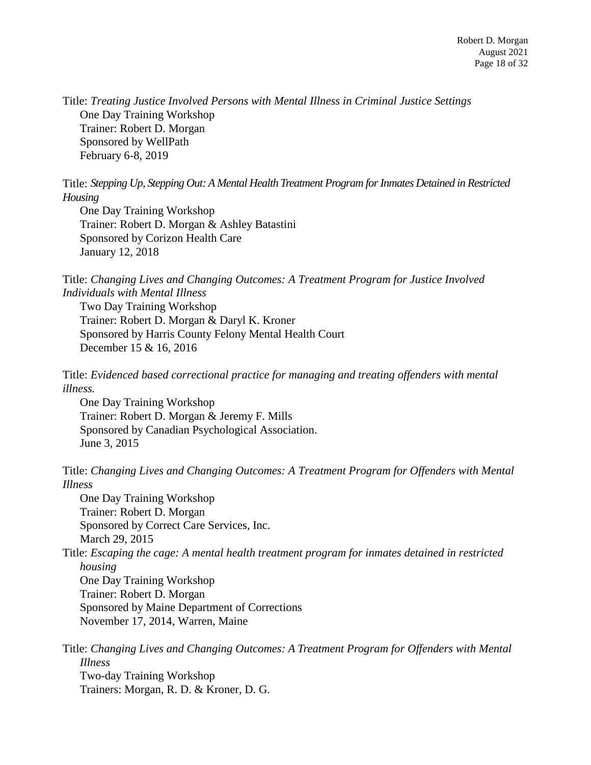Title: *Treating Justice Involved Persons with Mental Illness in Criminal Justice Settings*
One Day Training Workshop
Trainer: Robert D. Morgan
Sponsored by WellPath
February 6-8, 2019

Title: *Stepping Up, Stepping Out: A Mental Health Treatment Program for Inmates Detained in Restricted Housing*
One Day Training Workshop
Trainer: Robert D. Morgan & Ashley Batastini
Sponsored by Corizon Health Care
January 12, 2018

Title: *Changing Lives and Changing Outcomes: A Treatment Program for Justice Involved Individuals with Mental Illness*
Two Day Training Workshop
Trainer: Robert D. Morgan & Daryl K. Kroner
Sponsored by Harris County Felony Mental Health Court
December 15 & 16, 2016

Title: *Evidenced based correctional practice for managing and treating offenders with mental illness.*
One Day Training Workshop
Trainer: Robert D. Morgan & Jeremy F. Mills
Sponsored by Canadian Psychological Association.
June 3, 2015

Title: *Changing Lives and Changing Outcomes: A Treatment Program for Offenders with Mental Illness*
One Day Training Workshop
Trainer: Robert D. Morgan
Sponsored by Correct Care Services, Inc.
March 29, 2015

Title: *Escaping the cage: A mental health treatment program for inmates detained in restricted housing*
One Day Training Workshop
Trainer: Robert D. Morgan
Sponsored by Maine Department of Corrections
November 17, 2014, Warren, Maine

Title: *Changing Lives and Changing Outcomes: A Treatment Program for Offenders with Mental Illness*
Two-day Training Workshop
Trainers: Morgan, R. D. & Kroner, D. G.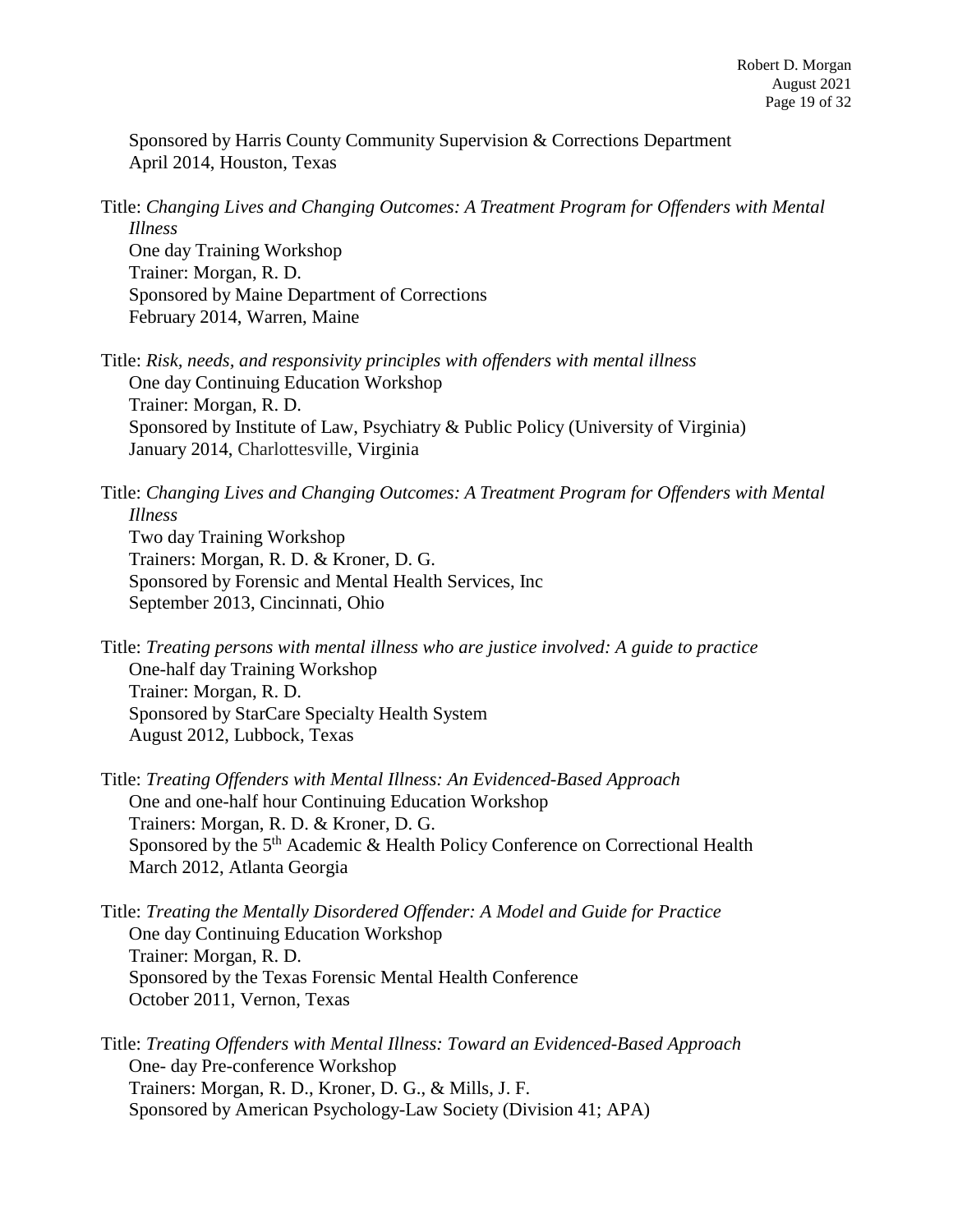Sponsored by Harris County Community Supervision & Corrections Department
April 2014, Houston, Texas

Title: *Changing Lives and Changing Outcomes: A Treatment Program for Offenders with Mental Illness*
One day Training Workshop
Trainer: Morgan, R. D.
Sponsored by Maine Department of Corrections
February 2014, Warren, Maine

Title: *Risk, needs, and responsivity principles with offenders with mental illness*
One day Continuing Education Workshop
Trainer: Morgan, R. D.
Sponsored by Institute of Law, Psychiatry & Public Policy (University of Virginia)
January 2014, Charlottesville, Virginia

Title: *Changing Lives and Changing Outcomes: A Treatment Program for Offenders with Mental Illness*
Two day Training Workshop
Trainers: Morgan, R. D. & Kroner, D. G.
Sponsored by Forensic and Mental Health Services, Inc
September 2013, Cincinnati, Ohio

Title: *Treating persons with mental illness who are justice involved: A guide to practice*
One-half day Training Workshop
Trainer: Morgan, R. D.
Sponsored by StarCare Specialty Health System
August 2012, Lubbock, Texas

Title: *Treating Offenders with Mental Illness: An Evidenced-Based Approach*
One and one-half hour Continuing Education Workshop
Trainers: Morgan, R. D. & Kroner, D. G.
Sponsored by the 5th Academic & Health Policy Conference on Correctional Health
March 2012, Atlanta Georgia

Title: *Treating the Mentally Disordered Offender: A Model and Guide for Practice*
One day Continuing Education Workshop
Trainer: Morgan, R. D.
Sponsored by the Texas Forensic Mental Health Conference
October 2011, Vernon, Texas

Title: *Treating Offenders with Mental Illness: Toward an Evidenced-Based Approach*
One- day Pre-conference Workshop
Trainers: Morgan, R. D., Kroner, D. G., & Mills, J. F.
Sponsored by American Psychology-Law Society (Division 41; APA)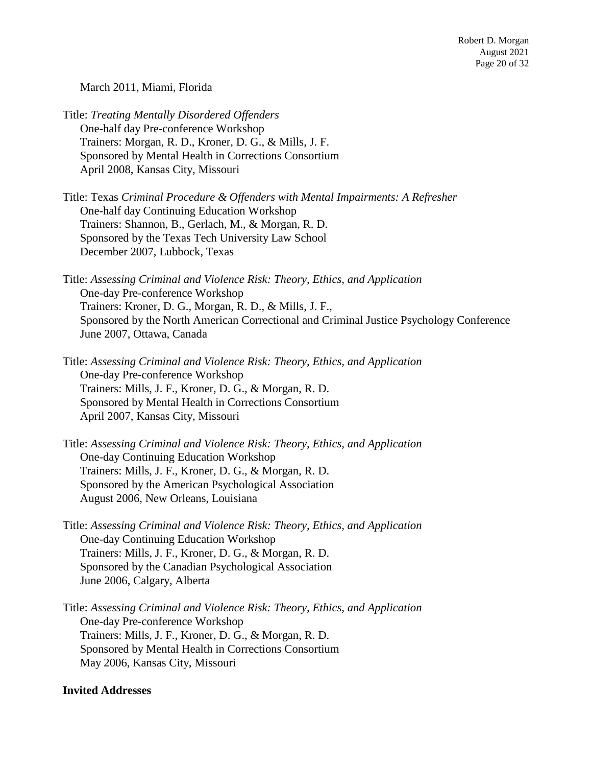March 2011, Miami, Florida

Title: *Treating Mentally Disordered Offenders*
One-half day Pre-conference Workshop
Trainers: Morgan, R. D., Kroner, D. G., & Mills, J. F.
Sponsored by Mental Health in Corrections Consortium
April 2008, Kansas City, Missouri

Title: Texas *Criminal Procedure & Offenders with Mental Impairments: A Refresher*
One-half day Continuing Education Workshop
Trainers: Shannon, B., Gerlach, M., & Morgan, R. D.
Sponsored by the Texas Tech University Law School
December 2007, Lubbock, Texas

Title: *Assessing Criminal and Violence Risk: Theory, Ethics, and Application*
One-day Pre-conference Workshop
Trainers: Kroner, D. G., Morgan, R. D., & Mills, J. F.,
Sponsored by the North American Correctional and Criminal Justice Psychology Conference
June 2007, Ottawa, Canada

Title: *Assessing Criminal and Violence Risk: Theory, Ethics, and Application*
One-day Pre-conference Workshop
Trainers: Mills, J. F., Kroner, D. G., & Morgan, R. D.
Sponsored by Mental Health in Corrections Consortium
April 2007, Kansas City, Missouri

Title: *Assessing Criminal and Violence Risk: Theory, Ethics, and Application*
One-day Continuing Education Workshop
Trainers: Mills, J. F., Kroner, D. G., & Morgan, R. D.
Sponsored by the American Psychological Association
August 2006, New Orleans, Louisiana

Title: *Assessing Criminal and Violence Risk: Theory, Ethics, and Application*
One-day Continuing Education Workshop
Trainers: Mills, J. F., Kroner, D. G., & Morgan, R. D.
Sponsored by the Canadian Psychological Association
June 2006, Calgary, Alberta

Title: *Assessing Criminal and Violence Risk: Theory, Ethics, and Application*
One-day Pre-conference Workshop
Trainers: Mills, J. F., Kroner, D. G., & Morgan, R. D.
Sponsored by Mental Health in Corrections Consortium
May 2006, Kansas City, Missouri

**Invited Addresses**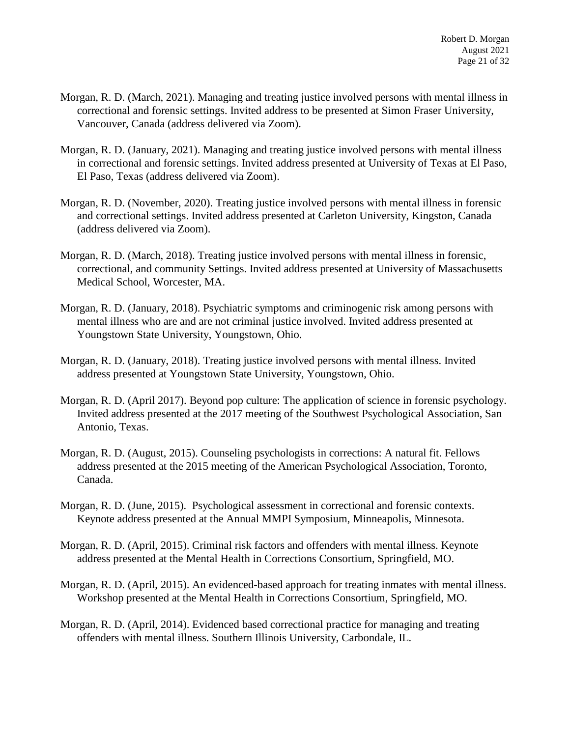Morgan, R. D. (March, 2021). Managing and treating justice involved persons with mental illness in correctional and forensic settings. Invited address to be presented at Simon Fraser University, Vancouver, Canada (address delivered via Zoom).

Morgan, R. D. (January, 2021). Managing and treating justice involved persons with mental illness in correctional and forensic settings. Invited address presented at University of Texas at El Paso, El Paso, Texas (address delivered via Zoom).

Morgan, R. D. (November, 2020). Treating justice involved persons with mental illness in forensic and correctional settings. Invited address presented at Carleton University, Kingston, Canada (address delivered via Zoom).

Morgan, R. D. (March, 2018). Treating justice involved persons with mental illness in forensic, correctional, and community Settings. Invited address presented at University of Massachusetts Medical School, Worcester, MA.

Morgan, R. D. (January, 2018). Psychiatric symptoms and criminogenic risk among persons with mental illness who are and are not criminal justice involved. Invited address presented at Youngstown State University, Youngstown, Ohio.

Morgan, R. D. (January, 2018). Treating justice involved persons with mental illness. Invited address presented at Youngstown State University, Youngstown, Ohio.

Morgan, R. D. (April 2017). Beyond pop culture: The application of science in forensic psychology. Invited address presented at the 2017 meeting of the Southwest Psychological Association, San Antonio, Texas.

Morgan, R. D. (August, 2015). Counseling psychologists in corrections: A natural fit. Fellows address presented at the 2015 meeting of the American Psychological Association, Toronto, Canada.

Morgan, R. D. (June, 2015). Psychological assessment in correctional and forensic contexts. Keynote address presented at the Annual MMPI Symposium, Minneapolis, Minnesota.

Morgan, R. D. (April, 2015). Criminal risk factors and offenders with mental illness. Keynote address presented at the Mental Health in Corrections Consortium, Springfield, MO.

Morgan, R. D. (April, 2015). An evidenced-based approach for treating inmates with mental illness. Workshop presented at the Mental Health in Corrections Consortium, Springfield, MO.

Morgan, R. D. (April, 2014). Evidenced based correctional practice for managing and treating offenders with mental illness. Southern Illinois University, Carbondale, IL.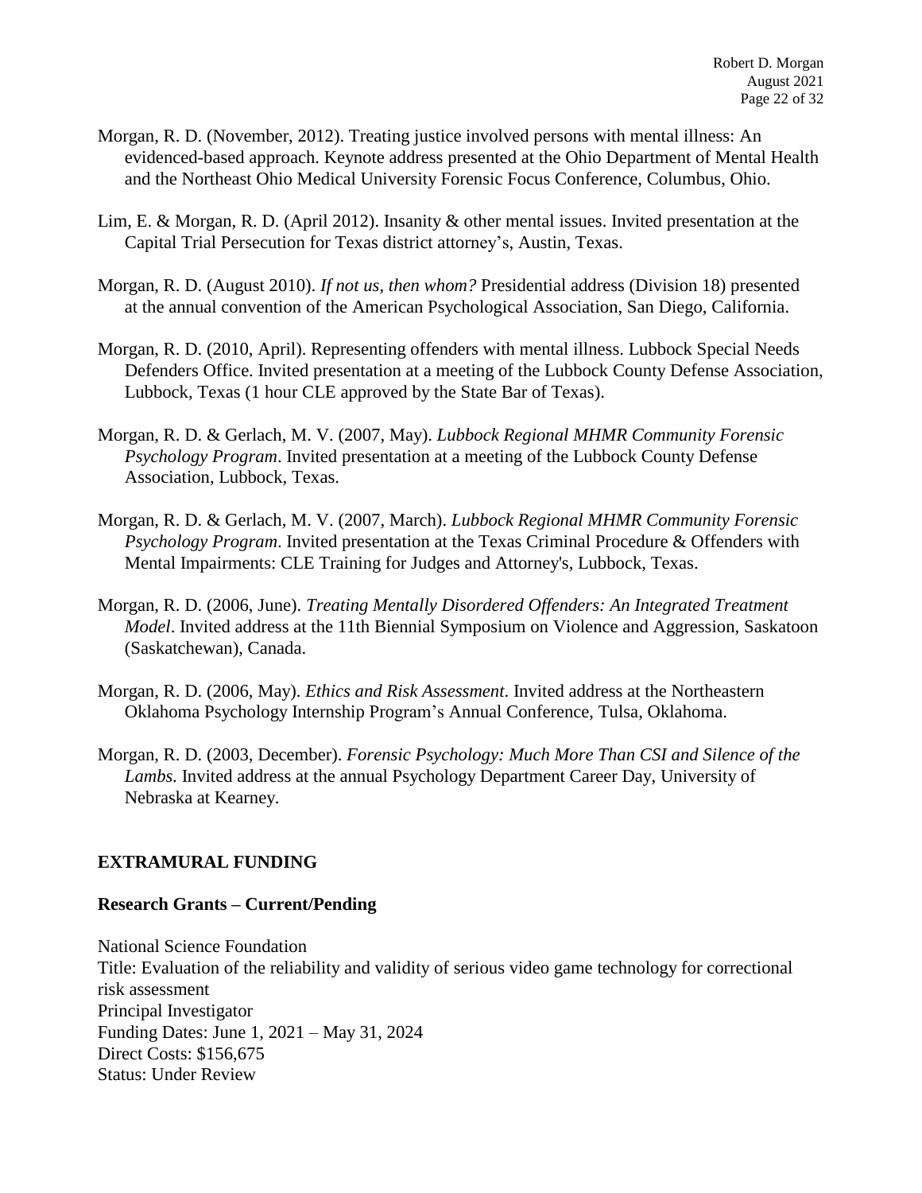Morgan, R. D. (November, 2012). Treating justice involved persons with mental illness: An evidenced-based approach. Keynote address presented at the Ohio Department of Mental Health and the Northeast Ohio Medical University Forensic Focus Conference, Columbus, Ohio.

Lim, E. & Morgan, R. D. (April 2012). Insanity & other mental issues. Invited presentation at the Capital Trial Persecution for Texas district attorney's, Austin, Texas.

Morgan, R. D. (August 2010). *If not us, then whom?* Presidential address (Division 18) presented at the annual convention of the American Psychological Association, San Diego, California.

Morgan, R. D. (2010, April). Representing offenders with mental illness. Lubbock Special Needs Defenders Office. Invited presentation at a meeting of the Lubbock County Defense Association, Lubbock, Texas (1 hour CLE approved by the State Bar of Texas).

Morgan, R. D. & Gerlach, M. V. (2007, May). *Lubbock Regional MHMR Community Forensic Psychology Program*. Invited presentation at a meeting of the Lubbock County Defense Association, Lubbock, Texas.

Morgan, R. D. & Gerlach, M. V. (2007, March). *Lubbock Regional MHMR Community Forensic Psychology Program*. Invited presentation at the Texas Criminal Procedure & Offenders with Mental Impairments: CLE Training for Judges and Attorney's, Lubbock, Texas.

Morgan, R. D. (2006, June). *Treating Mentally Disordered Offenders: An Integrated Treatment Model*. Invited address at the 11th Biennial Symposium on Violence and Aggression, Saskatoon (Saskatchewan), Canada.

Morgan, R. D. (2006, May). *Ethics and Risk Assessment*. Invited address at the Northeastern Oklahoma Psychology Internship Program's Annual Conference, Tulsa, Oklahoma.

Morgan, R. D. (2003, December). *Forensic Psychology: Much More Than CSI and Silence of the Lambs.* Invited address at the annual Psychology Department Career Day, University of Nebraska at Kearney.

## EXTRAMURAL FUNDING

### Research Grants – Current/Pending

National Science Foundation
Title: Evaluation of the reliability and validity of serious video game technology for correctional risk assessment
Principal Investigator
Funding Dates: June 1, 2021 – May 31, 2024
Direct Costs: $156,675
Status: Under Review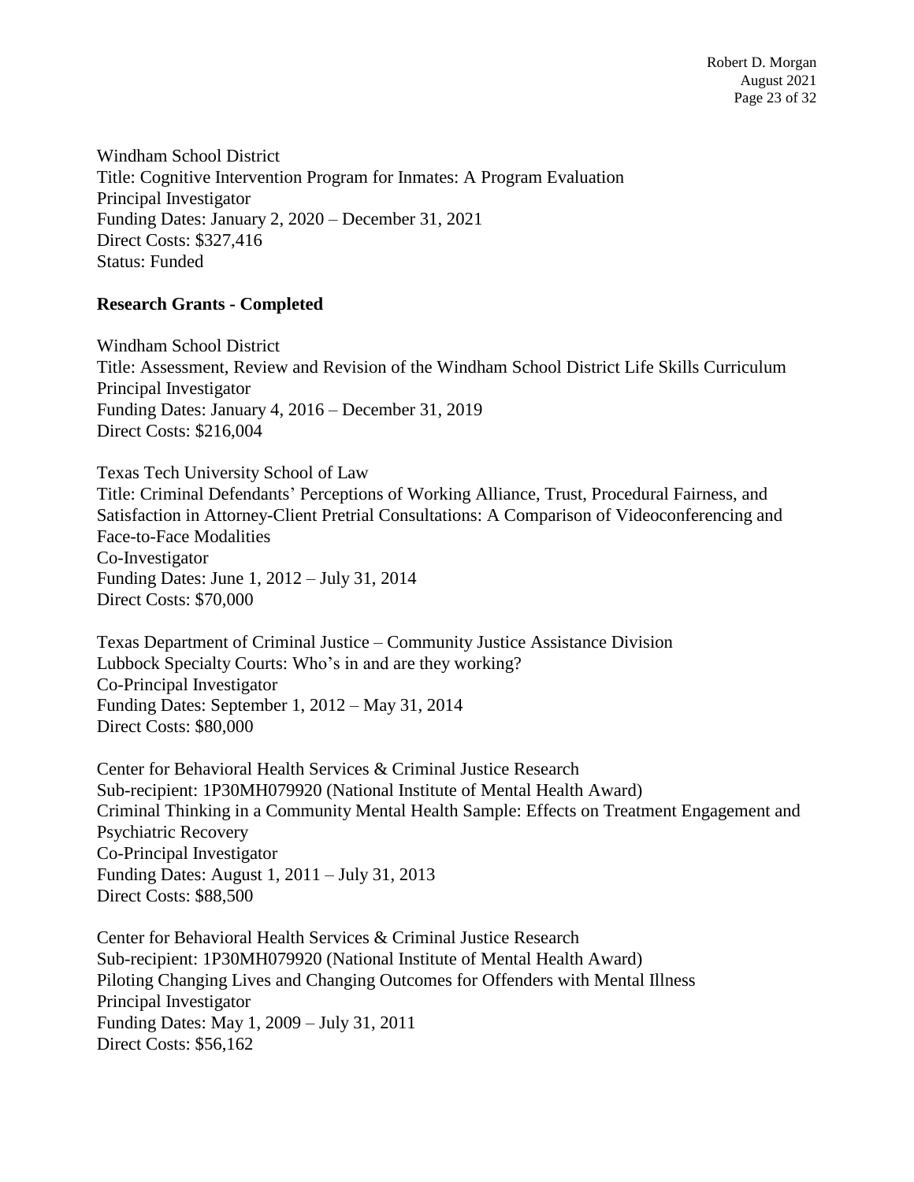Windham School District
Title: Cognitive Intervention Program for Inmates: A Program Evaluation
Principal Investigator
Funding Dates: January 2, 2020 – December 31, 2021
Direct Costs: $327,416
Status: Funded

**Research Grants - Completed**

Windham School District
Title: Assessment, Review and Revision of the Windham School District Life Skills Curriculum
Principal Investigator
Funding Dates: January 4, 2016 – December 31, 2019
Direct Costs: $216,004

Texas Tech University School of Law
Title: Criminal Defendants' Perceptions of Working Alliance, Trust, Procedural Fairness, and Satisfaction in Attorney-Client Pretrial Consultations: A Comparison of Videoconferencing and Face-to-Face Modalities
Co-Investigator
Funding Dates: June 1, 2012 – July 31, 2014
Direct Costs: $70,000

Texas Department of Criminal Justice – Community Justice Assistance Division
Lubbock Specialty Courts: Who's in and are they working?
Co-Principal Investigator
Funding Dates: September 1, 2012 – May 31, 2014
Direct Costs: $80,000

Center for Behavioral Health Services & Criminal Justice Research
Sub-recipient: 1P30MH079920 (National Institute of Mental Health Award)
Criminal Thinking in a Community Mental Health Sample: Effects on Treatment Engagement and Psychiatric Recovery
Co-Principal Investigator
Funding Dates: August 1, 2011 – July 31, 2013
Direct Costs: $88,500

Center for Behavioral Health Services & Criminal Justice Research
Sub-recipient: 1P30MH079920 (National Institute of Mental Health Award)
Piloting Changing Lives and Changing Outcomes for Offenders with Mental Illness
Principal Investigator
Funding Dates: May 1, 2009 – July 31, 2011
Direct Costs: $56,162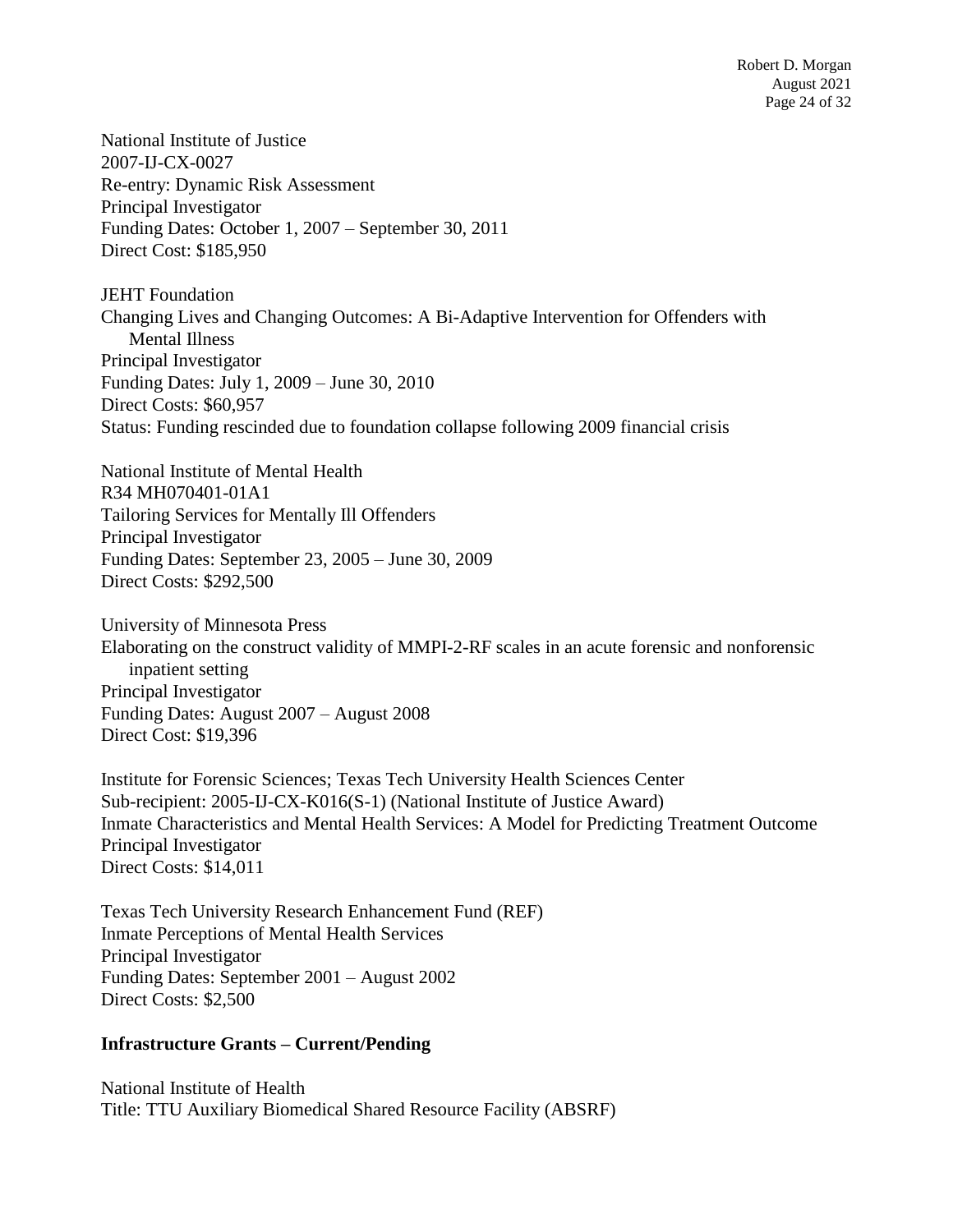National Institute of Justice
2007-IJ-CX-0027
Re-entry: Dynamic Risk Assessment
Principal Investigator
Funding Dates: October 1, 2007 – September 30, 2011
Direct Cost: $185,950

JEHT Foundation
Changing Lives and Changing Outcomes: A Bi-Adaptive Intervention for Offenders with Mental Illness
Principal Investigator
Funding Dates: July 1, 2009 – June 30, 2010
Direct Costs: $60,957
Status: Funding rescinded due to foundation collapse following 2009 financial crisis

National Institute of Mental Health
R34 MH070401-01A1
Tailoring Services for Mentally Ill Offenders
Principal Investigator
Funding Dates: September 23, 2005 – June 30, 2009
Direct Costs: $292,500

University of Minnesota Press
Elaborating on the construct validity of MMPI-2-RF scales in an acute forensic and nonforensic inpatient setting
Principal Investigator
Funding Dates: August 2007 – August 2008
Direct Cost: $19,396

Institute for Forensic Sciences; Texas Tech University Health Sciences Center
Sub-recipient: 2005-IJ-CX-K016(S-1) (National Institute of Justice Award)
Inmate Characteristics and Mental Health Services: A Model for Predicting Treatment Outcome
Principal Investigator
Direct Costs: $14,011

Texas Tech University Research Enhancement Fund (REF)
Inmate Perceptions of Mental Health Services
Principal Investigator
Funding Dates: September 2001 – August 2002
Direct Costs: $2,500

**Infrastructure Grants – Current/Pending**

National Institute of Health
Title: TTU Auxiliary Biomedical Shared Resource Facility (ABSRF)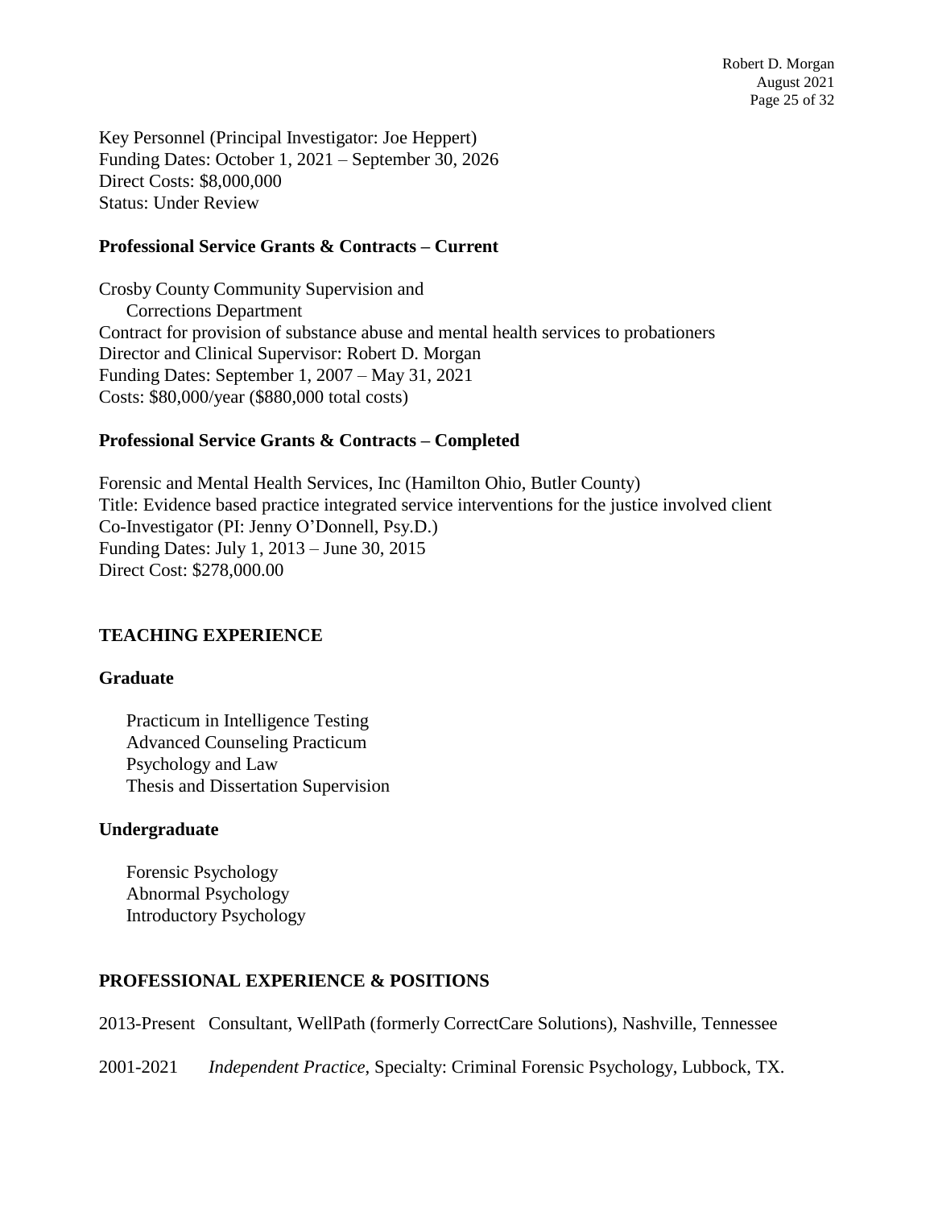Key Personnel (Principal Investigator: Joe Heppert)
Funding Dates: October 1, 2021 – September 30, 2026
Direct Costs: $8,000,000
Status: Under Review

**Professional Service Grants & Contracts – Current**

Crosby County Community Supervision and
  Corrections Department
Contract for provision of substance abuse and mental health services to probationers
Director and Clinical Supervisor: Robert D. Morgan
Funding Dates: September 1, 2007 – May 31, 2021
Costs: $80,000/year ($880,000 total costs)

**Professional Service Grants & Contracts – Completed**

Forensic and Mental Health Services, Inc (Hamilton Ohio, Butler County)
Title: Evidence based practice integrated service interventions for the justice involved client
Co-Investigator (PI: Jenny O'Donnell, Psy.D.)
Funding Dates: July 1, 2013 – June 30, 2015
Direct Cost: $278,000.00

## TEACHING EXPERIENCE

**Graduate**

Practicum in Intelligence Testing
Advanced Counseling Practicum
Psychology and Law
Thesis and Dissertation Supervision

**Undergraduate**

Forensic Psychology
Abnormal Psychology
Introductory Psychology

## PROFESSIONAL EXPERIENCE & POSITIONS

2013-Present Consultant, WellPath (formerly CorrectCare Solutions), Nashville, Tennessee

2001-2021 *Independent Practice*, Specialty: Criminal Forensic Psychology, Lubbock, TX.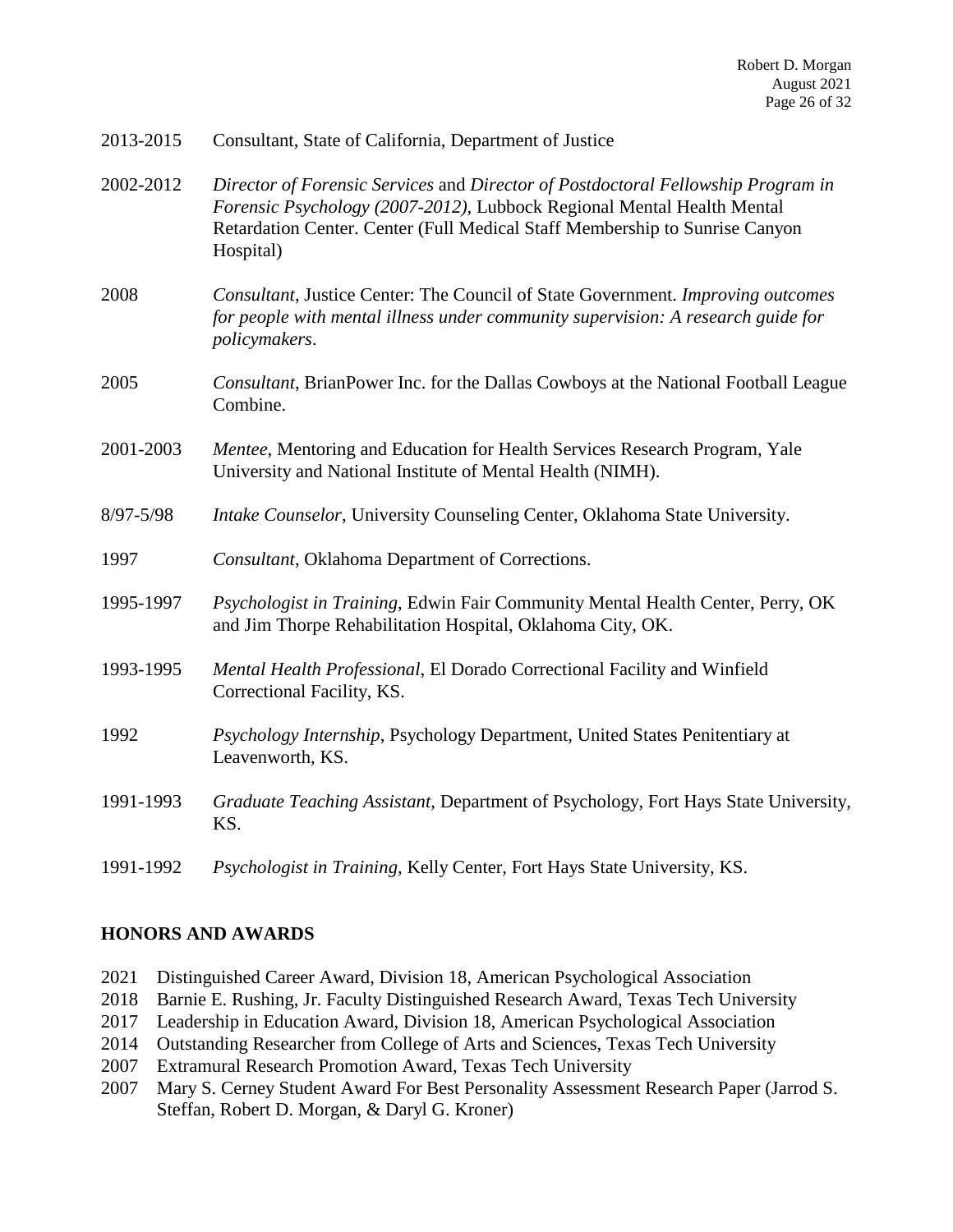2013-2015 Consultant, State of California, Department of Justice

2002-2012 *Director of Forensic Services* and *Director of Postdoctoral Fellowship Program in Forensic Psychology (2007-2012)*, Lubbock Regional Mental Health Mental Retardation Center. Center (Full Medical Staff Membership to Sunrise Canyon Hospital)

2008 *Consultant*, Justice Center: The Council of State Government. *Improving outcomes for people with mental illness under community supervision: A research guide for policymakers*.

2005 *Consultant*, BrianPower Inc. for the Dallas Cowboys at the National Football League Combine.

2001-2003 *Mentee*, Mentoring and Education for Health Services Research Program, Yale University and National Institute of Mental Health (NIMH).

8/97-5/98 *Intake Counselor*, University Counseling Center, Oklahoma State University.

1997 *Consultant*, Oklahoma Department of Corrections.

1995-1997 *Psychologist in Training*, Edwin Fair Community Mental Health Center, Perry, OK and Jim Thorpe Rehabilitation Hospital, Oklahoma City, OK.

1993-1995 *Mental Health Professional*, El Dorado Correctional Facility and Winfield Correctional Facility, KS.

1992 *Psychology Internship*, Psychology Department, United States Penitentiary at Leavenworth, KS.

1991-1993 *Graduate Teaching Assistant*, Department of Psychology, Fort Hays State University, KS.

1991-1992 *Psychologist in Training*, Kelly Center, Fort Hays State University, KS.

## HONORS AND AWARDS

2021 Distinguished Career Award, Division 18, American Psychological Association
2018 Barnie E. Rushing, Jr. Faculty Distinguished Research Award, Texas Tech University
2017 Leadership in Education Award, Division 18, American Psychological Association
2014 Outstanding Researcher from College of Arts and Sciences, Texas Tech University
2007 Extramural Research Promotion Award, Texas Tech University
2007 Mary S. Cerney Student Award For Best Personality Assessment Research Paper (Jarrod S. Steffan, Robert D. Morgan, & Daryl G. Kroner)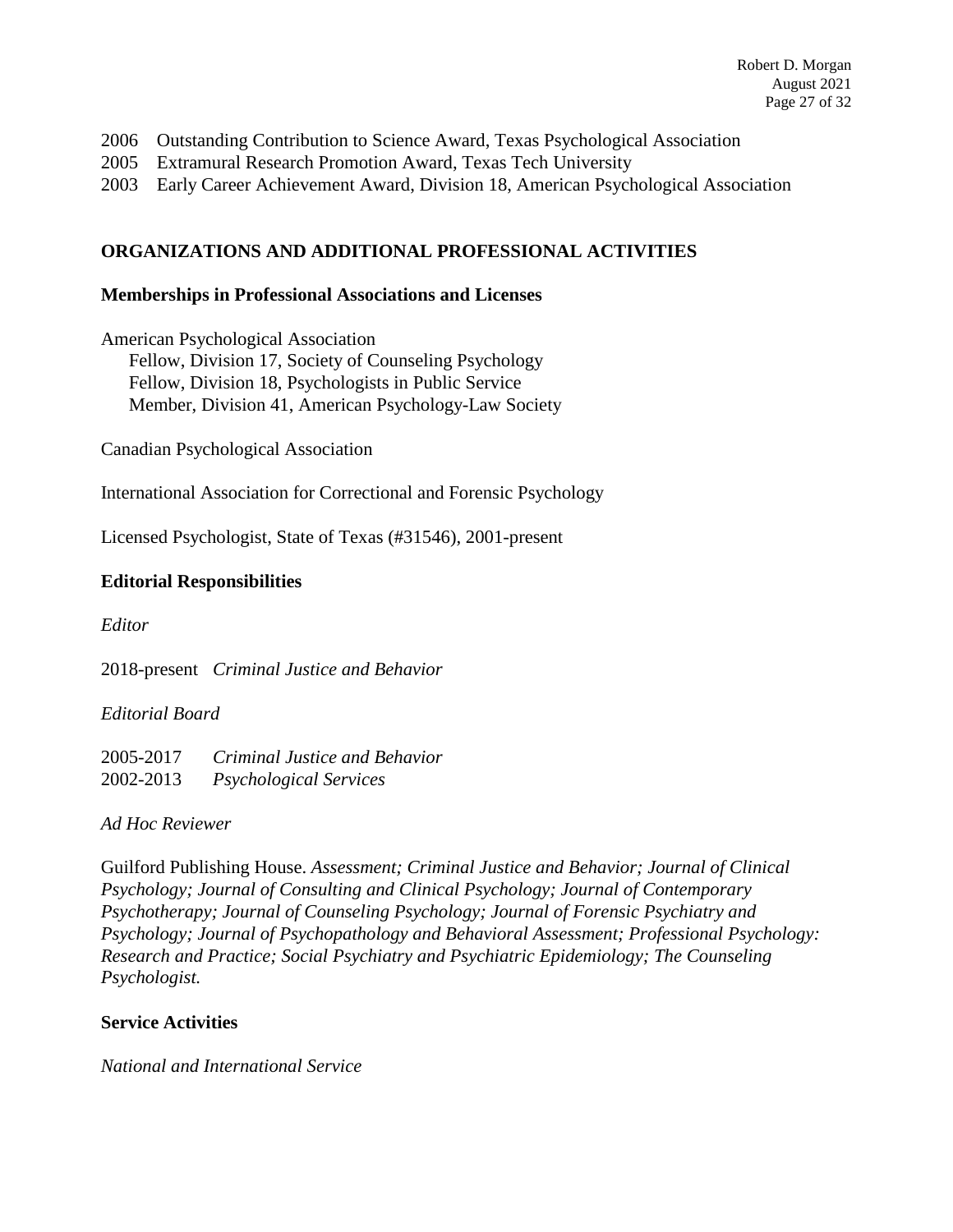2006 Outstanding Contribution to Science Award, Texas Psychological Association
2005 Extramural Research Promotion Award, Texas Tech University
2003 Early Career Achievement Award, Division 18, American Psychological Association

## ORGANIZATIONS AND ADDITIONAL PROFESSIONAL ACTIVITIES

### Memberships in Professional Associations and Licenses

American Psychological Association
 Fellow, Division 17, Society of Counseling Psychology
 Fellow, Division 18, Psychologists in Public Service
 Member, Division 41, American Psychology-Law Society

Canadian Psychological Association

International Association for Correctional and Forensic Psychology

Licensed Psychologist, State of Texas (#31546), 2001-present

### Editorial Responsibilities

*Editor*

2018-present *Criminal Justice and Behavior*

*Editorial Board*

2005-2017 *Criminal Justice and Behavior*
2002-2013 *Psychological Services*

*Ad Hoc Reviewer*

Guilford Publishing House. *Assessment; Criminal Justice and Behavior; Journal of Clinical Psychology; Journal of Consulting and Clinical Psychology; Journal of Contemporary Psychotherapy; Journal of Counseling Psychology; Journal of Forensic Psychiatry and Psychology; Journal of Psychopathology and Behavioral Assessment; Professional Psychology: Research and Practice; Social Psychiatry and Psychiatric Epidemiology; The Counseling Psychologist.*

### Service Activities

*National and International Service*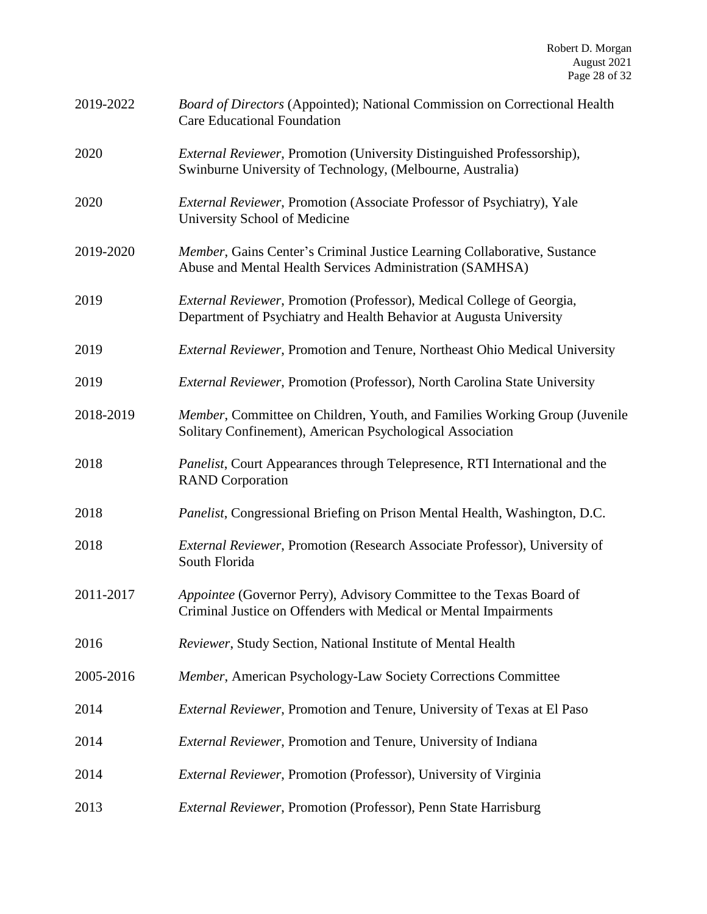2019-2022 *Board of Directors* (Appointed); National Commission on Correctional Health Care Educational Foundation

2020 *External Reviewer*, Promotion (University Distinguished Professorship), Swinburne University of Technology, (Melbourne, Australia)

2020 *External Reviewer*, Promotion (Associate Professor of Psychiatry), Yale University School of Medicine

2019-2020 *Member*, Gains Center's Criminal Justice Learning Collaborative, Sustance Abuse and Mental Health Services Administration (SAMHSA)

2019 *External Reviewer*, Promotion (Professor), Medical College of Georgia, Department of Psychiatry and Health Behavior at Augusta University

2019 *External Reviewer*, Promotion and Tenure, Northeast Ohio Medical University

2019 *External Reviewer*, Promotion (Professor), North Carolina State University

2018-2019 *Member*, Committee on Children, Youth, and Families Working Group (Juvenile Solitary Confinement), American Psychological Association

2018 *Panelist*, Court Appearances through Telepresence, RTI International and the RAND Corporation

2018 *Panelist*, Congressional Briefing on Prison Mental Health, Washington, D.C.

2018 *External Reviewer*, Promotion (Research Associate Professor), University of South Florida

2011-2017 *Appointee* (Governor Perry), Advisory Committee to the Texas Board of Criminal Justice on Offenders with Medical or Mental Impairments

2016 *Reviewer*, Study Section, National Institute of Mental Health

2005-2016 *Member*, American Psychology-Law Society Corrections Committee

2014 *External Reviewer*, Promotion and Tenure, University of Texas at El Paso

2014 *External Reviewer*, Promotion and Tenure, University of Indiana

2014 *External Reviewer*, Promotion (Professor), University of Virginia

2013 *External Reviewer*, Promotion (Professor), Penn State Harrisburg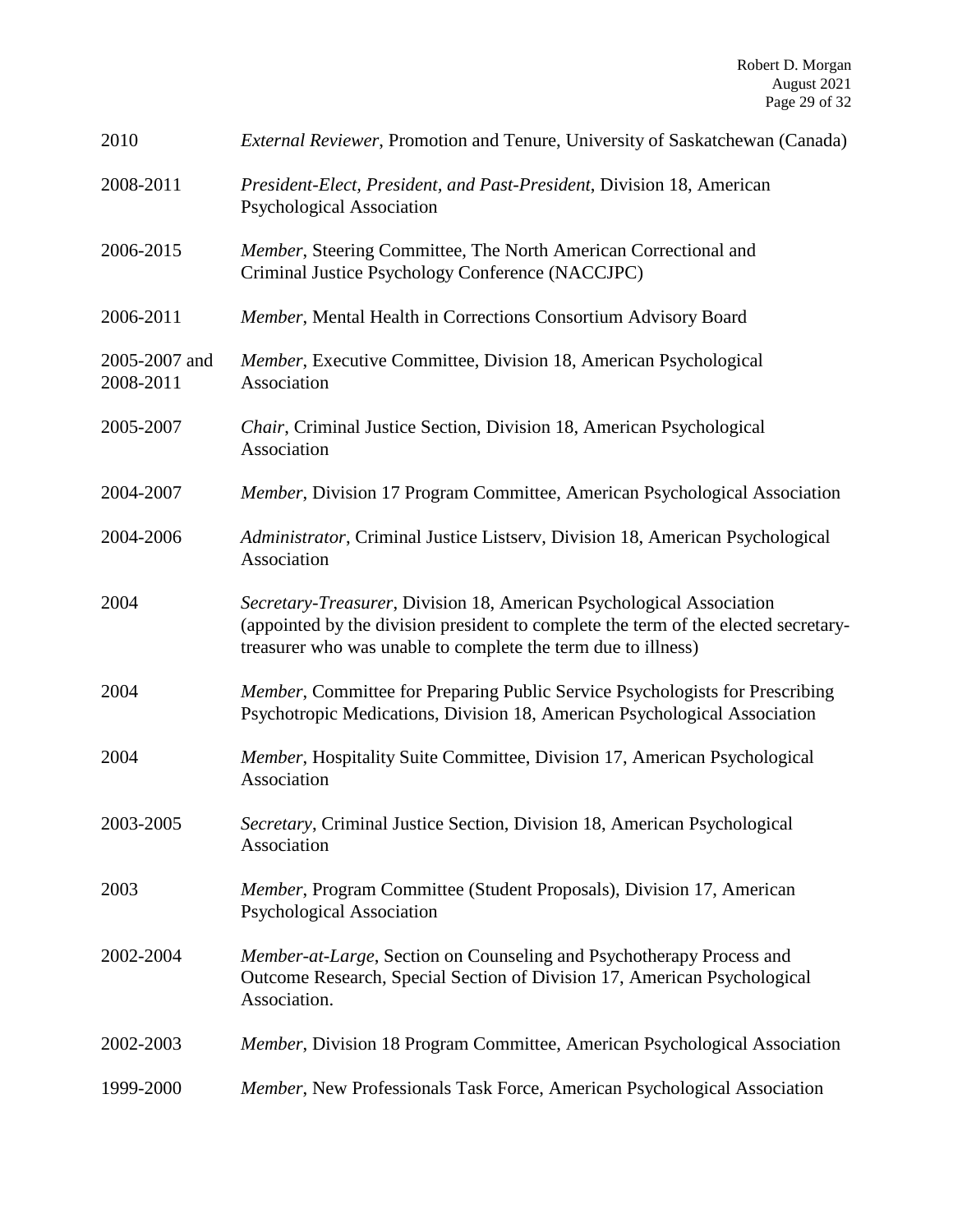| | |
|---|---|
| 2010 | *External Reviewer*, Promotion and Tenure, University of Saskatchewan (Canada) |
| 2008-2011 | *President-Elect, President, and Past-President*, Division 18, American Psychological Association |
| 2006-2015 | *Member*, Steering Committee, The North American Correctional and Criminal Justice Psychology Conference (NACCJPC) |
| 2006-2011 | *Member*, Mental Health in Corrections Consortium Advisory Board |
| 2005-2007 and 2008-2011 | *Member*, Executive Committee, Division 18, American Psychological Association |
| 2005-2007 | *Chair*, Criminal Justice Section, Division 18, American Psychological Association |
| 2004-2007 | *Member*, Division 17 Program Committee, American Psychological Association |
| 2004-2006 | *Administrator*, Criminal Justice Listserv, Division 18, American Psychological Association |
| 2004 | *Secretary-Treasurer*, Division 18, American Psychological Association (appointed by the division president to complete the term of the elected secretary-treasurer who was unable to complete the term due to illness) |
| 2004 | *Member*, Committee for Preparing Public Service Psychologists for Prescribing Psychotropic Medications, Division 18, American Psychological Association |
| 2004 | *Member*, Hospitality Suite Committee, Division 17, American Psychological Association |
| 2003-2005 | *Secretary*, Criminal Justice Section, Division 18, American Psychological Association |
| 2003 | *Member*, Program Committee (Student Proposals), Division 17, American Psychological Association |
| 2002-2004 | *Member-at-Large*, Section on Counseling and Psychotherapy Process and Outcome Research, Special Section of Division 17, American Psychological Association. |
| 2002-2003 | *Member*, Division 18 Program Committee, American Psychological Association |
| 1999-2000 | *Member*, New Professionals Task Force, American Psychological Association |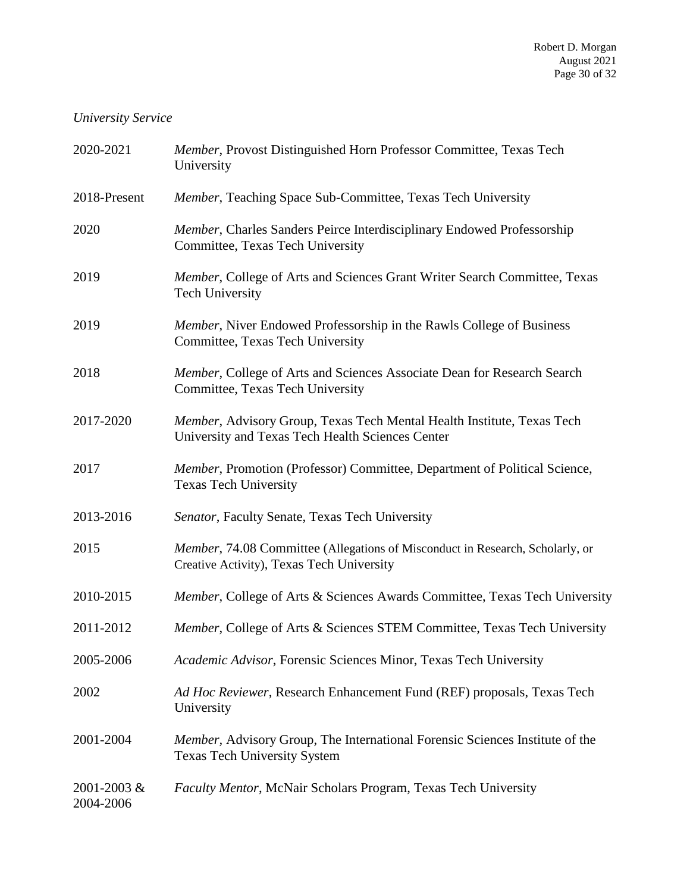*University Service*

| | |
|---|---|
| 2020-2021 | *Member*, Provost Distinguished Horn Professor Committee, Texas Tech University |
| 2018-Present | *Member*, Teaching Space Sub-Committee, Texas Tech University |
| 2020 | *Member*, Charles Sanders Peirce Interdisciplinary Endowed Professorship Committee, Texas Tech University |
| 2019 | *Member*, College of Arts and Sciences Grant Writer Search Committee, Texas Tech University |
| 2019 | *Member*, Niver Endowed Professorship in the Rawls College of Business Committee, Texas Tech University |
| 2018 | *Member*, College of Arts and Sciences Associate Dean for Research Search Committee, Texas Tech University |
| 2017-2020 | *Member*, Advisory Group, Texas Tech Mental Health Institute, Texas Tech University and Texas Tech Health Sciences Center |
| 2017 | *Member*, Promotion (Professor) Committee, Department of Political Science, Texas Tech University |
| 2013-2016 | *Senator*, Faculty Senate, Texas Tech University |
| 2015 | *Member*, 74.08 Committee (Allegations of Misconduct in Research, Scholarly, or Creative Activity), Texas Tech University |
| 2010-2015 | *Member*, College of Arts & Sciences Awards Committee, Texas Tech University |
| 2011-2012 | *Member*, College of Arts & Sciences STEM Committee, Texas Tech University |
| 2005-2006 | *Academic Advisor*, Forensic Sciences Minor, Texas Tech University |
| 2002 | *Ad Hoc Reviewer*, Research Enhancement Fund (REF) proposals, Texas Tech University |
| 2001-2004 | *Member*, Advisory Group, The International Forensic Sciences Institute of the Texas Tech University System |
| 2001-2003 & 2004-2006 | *Faculty Mentor*, McNair Scholars Program, Texas Tech University |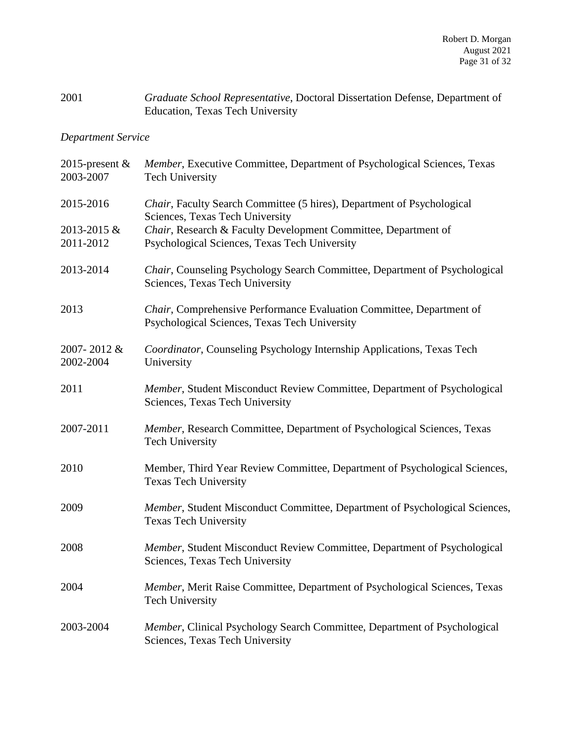2001 *Graduate School Representative*, Doctoral Dissertation Defense, Department of Education, Texas Tech University

*Department Service*

2015-present & 2003-2007 *Member*, Executive Committee, Department of Psychological Sciences, Texas Tech University

2015-2016 *Chair*, Faculty Search Committee (5 hires), Department of Psychological Sciences, Texas Tech University

2013-2015 & 2011-2012 *Chair*, Research & Faculty Development Committee, Department of Psychological Sciences, Texas Tech University

2013-2014 *Chair*, Counseling Psychology Search Committee, Department of Psychological Sciences, Texas Tech University

2013 *Chair*, Comprehensive Performance Evaluation Committee, Department of Psychological Sciences, Texas Tech University

2007- 2012 & 2002-2004 *Coordinator*, Counseling Psychology Internship Applications, Texas Tech University

2011 *Member*, Student Misconduct Review Committee, Department of Psychological Sciences, Texas Tech University

2007-2011 *Member*, Research Committee, Department of Psychological Sciences, Texas Tech University

2010 Member, Third Year Review Committee, Department of Psychological Sciences, Texas Tech University

2009 *Member*, Student Misconduct Committee, Department of Psychological Sciences, Texas Tech University

2008 *Member*, Student Misconduct Review Committee, Department of Psychological Sciences, Texas Tech University

2004 *Member*, Merit Raise Committee, Department of Psychological Sciences, Texas Tech University

2003-2004 *Member*, Clinical Psychology Search Committee, Department of Psychological Sciences, Texas Tech University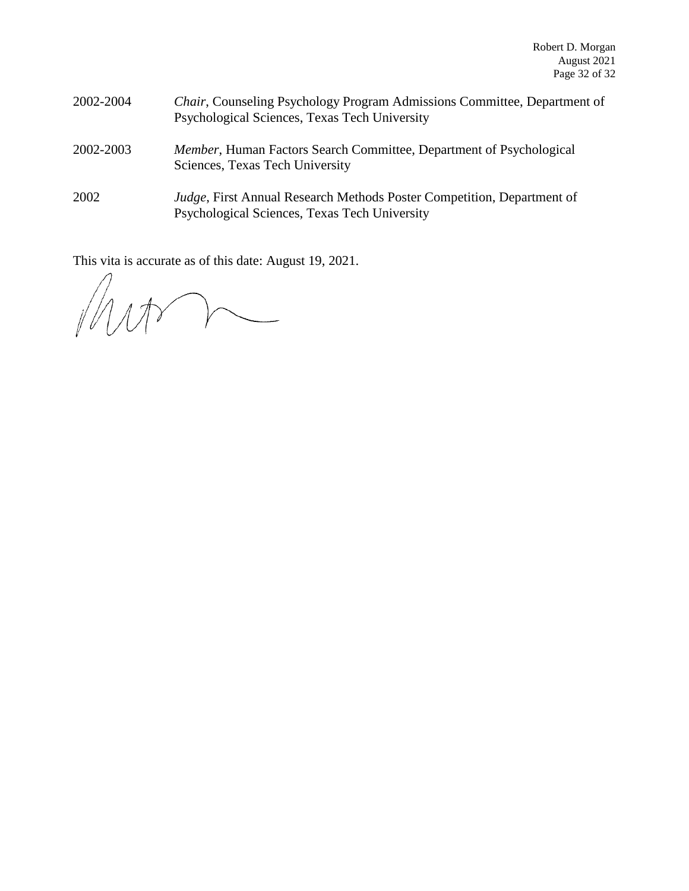2002-2004 *Chair*, Counseling Psychology Program Admissions Committee, Department of Psychological Sciences, Texas Tech University

2002-2003 *Member*, Human Factors Search Committee, Department of Psychological Sciences, Texas Tech University

2002 *Judge*, First Annual Research Methods Poster Competition, Department of Psychological Sciences, Texas Tech University

This vita is accurate as of this date: August 19, 2021.